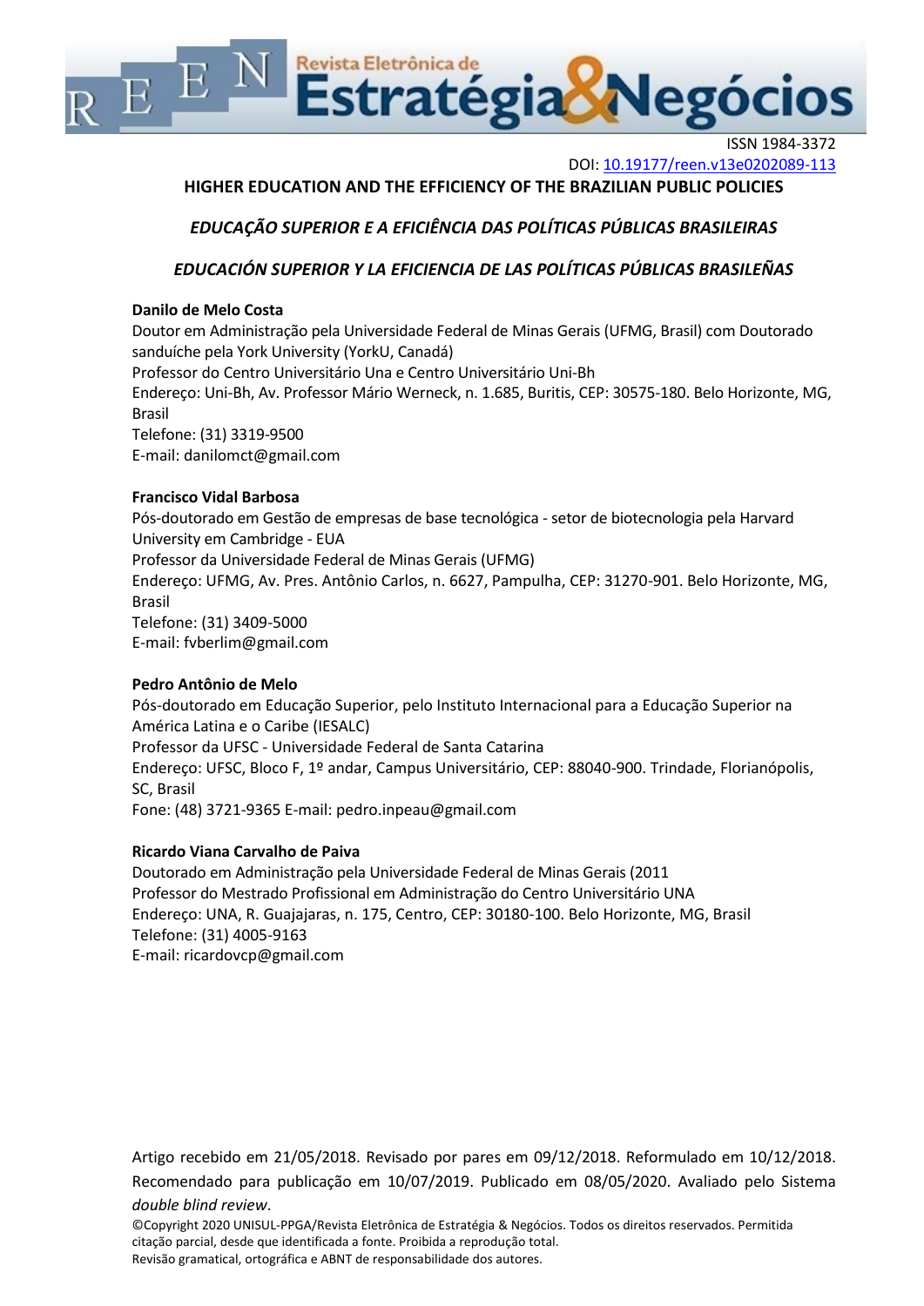ISSN 1984-3372

DOI: 10.19177/reen.v13e0202089-113

# HIGHER EDUCATION AND THE EFFICIENCY OF THE BRAZILIAN PUBLIC POLICIES

## *EDUCAÇÃO SUPERIOR E A EFICIÊNCIA DAS POLÍTICAS PÚBLICAS BRASILEIRAS*

## *EDUCACIÓN SUPERIOR Y LA EFICIENCIA DE LAS POLÍTICAS PÚBLICAS BRASILEÑAS*

**Danilo de Melo Costa**
Doutor em Administração pela Universidade Federal de Minas Gerais (UFMG, Brasil) com Doutorado sanduíche pela York University (YorkU, Canadá)
Professor do Centro Universitário Una e Centro Universitário Uni-Bh
Endereço: Uni-Bh, Av. Professor Mário Werneck, n. 1.685, Buritis, CEP: 30575-180. Belo Horizonte, MG, Brasil
Telefone: (31) 3319-9500
E-mail: danilomct@gmail.com

**Francisco Vidal Barbosa**
Pós-doutorado em Gestão de empresas de base tecnológica - setor de biotecnologia pela Harvard University em Cambridge - EUA
Professor da Universidade Federal de Minas Gerais (UFMG)
Endereço: UFMG, Av. Pres. Antônio Carlos, n. 6627, Pampulha, CEP: 31270-901. Belo Horizonte, MG, Brasil
Telefone: (31) 3409-5000
E-mail: fvberlim@gmail.com

**Pedro Antônio de Melo**
Pós-doutorado em Educação Superior, pelo Instituto Internacional para a Educação Superior na América Latina e o Caribe (IESALC)
Professor da UFSC - Universidade Federal de Santa Catarina
Endereço: UFSC, Bloco F, 1º andar, Campus Universitário, CEP: 88040-900. Trindade, Florianópolis, SC, Brasil
Fone: (48) 3721-9365 E-mail: pedro.inpeau@gmail.com

**Ricardo Viana Carvalho de Paiva**
Doutorado em Administração pela Universidade Federal de Minas Gerais (2011
Professor do Mestrado Profissional em Administração do Centro Universitário UNA
Endereço: UNA, R. Guajajaras, n. 175, Centro, CEP: 30180-100. Belo Horizonte, MG, Brasil
Telefone: (31) 4005-9163
E-mail: ricardovcp@gmail.com

Artigo recebido em 21/05/2018. Revisado por pares em 09/12/2018. Reformulado em 10/12/2018. Recomendado para publicação em 10/07/2019. Publicado em 08/05/2020. Avaliado pelo Sistema *double blind review*.

©Copyright 2020 UNISUL-PPGA/Revista Eletrônica de Estratégia & Negócios. Todos os direitos reservados. Permitida citação parcial, desde que identificada a fonte. Proibida a reprodução total.
Revisão gramatical, ortográfica e ABNT de responsabilidade dos autores.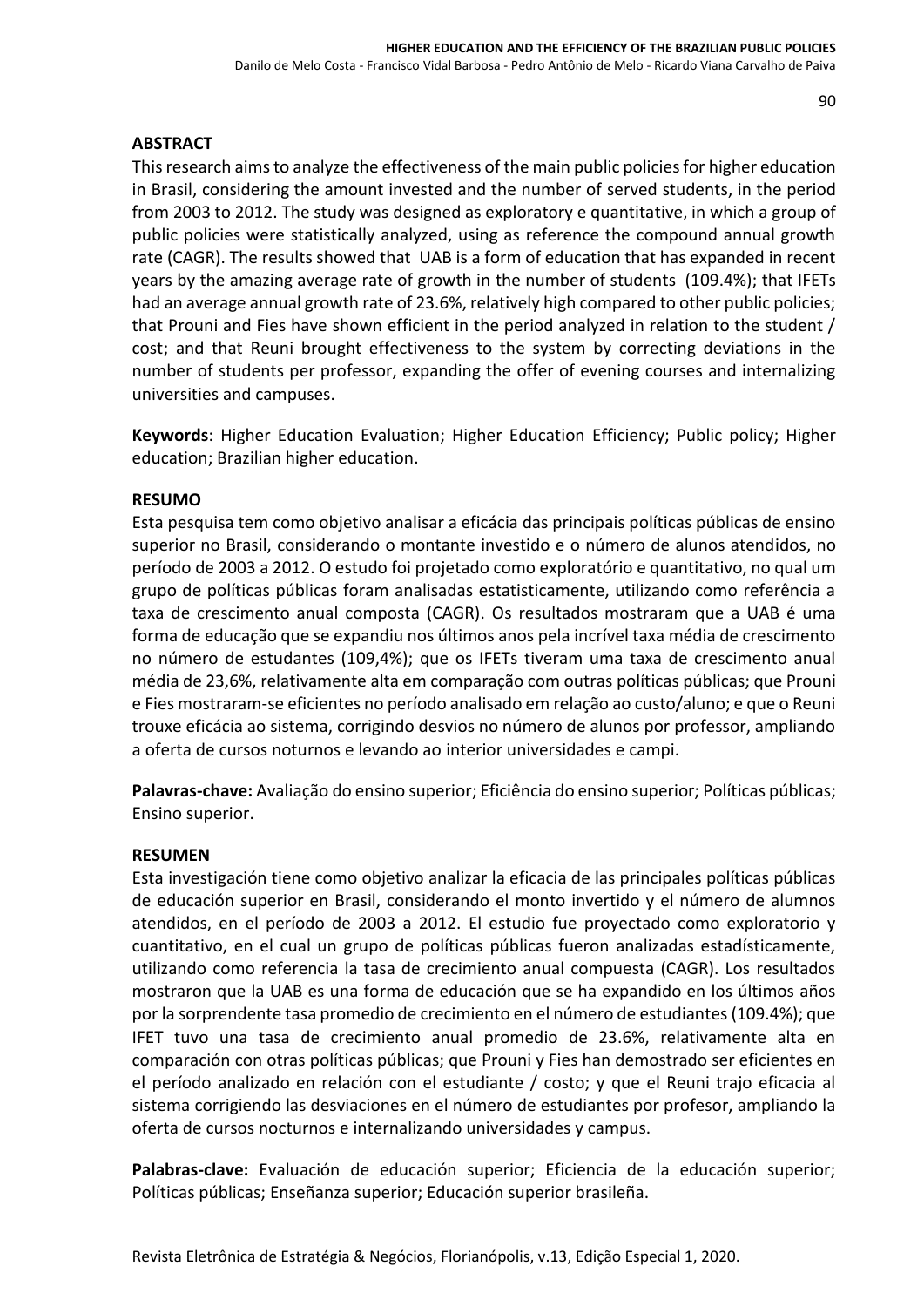## ABSTRACT

This research aims to analyze the effectiveness of the main public policies for higher education in Brasil, considering the amount invested and the number of served students, in the period from 2003 to 2012. The study was designed as exploratory e quantitative, in which a group of public policies were statistically analyzed, using as reference the compound annual growth rate (CAGR). The results showed that UAB is a form of education that has expanded in recent years by the amazing average rate of growth in the number of students (109.4%); that IFETs had an average annual growth rate of 23.6%, relatively high compared to other public policies; that Prouni and Fies have shown efficient in the period analyzed in relation to the student / cost; and that Reuni brought effectiveness to the system by correcting deviations in the number of students per professor, expanding the offer of evening courses and internalizing universities and campuses.

**Keywords**: Higher Education Evaluation; Higher Education Efficiency; Public policy; Higher education; Brazilian higher education.

## RESUMO

Esta pesquisa tem como objetivo analisar a eficácia das principais políticas públicas de ensino superior no Brasil, considerando o montante investido e o número de alunos atendidos, no período de 2003 a 2012. O estudo foi projetado como exploratório e quantitativo, no qual um grupo de políticas públicas foram analisadas estatisticamente, utilizando como referência a taxa de crescimento anual composta (CAGR). Os resultados mostraram que a UAB é uma forma de educação que se expandiu nos últimos anos pela incrível taxa média de crescimento no número de estudantes (109,4%); que os IFETs tiveram uma taxa de crescimento anual média de 23,6%, relativamente alta em comparação com outras políticas públicas; que Prouni e Fies mostraram-se eficientes no período analisado em relação ao custo/aluno; e que o Reuni trouxe eficácia ao sistema, corrigindo desvios no número de alunos por professor, ampliando a oferta de cursos noturnos e levando ao interior universidades e campi.

**Palavras-chave:** Avaliação do ensino superior; Eficiência do ensino superior; Políticas públicas; Ensino superior.

## RESUMEN

Esta investigación tiene como objetivo analizar la eficacia de las principales políticas públicas de educación superior en Brasil, considerando el monto invertido y el número de alumnos atendidos, en el período de 2003 a 2012. El estudio fue proyectado como exploratorio y cuantitativo, en el cual un grupo de políticas públicas fueron analizadas estadísticamente, utilizando como referencia la tasa de crecimiento anual compuesta (CAGR). Los resultados mostraron que la UAB es una forma de educación que se ha expandido en los últimos años por la sorprendente tasa promedio de crecimiento en el número de estudiantes (109.4%); que IFET tuvo una tasa de crecimiento anual promedio de 23.6%, relativamente alta en comparación con otras políticas públicas; que Prouni y Fies han demostrado ser eficientes en el período analizado en relación con el estudiante / costo; y que el Reuni trajo eficacia al sistema corrigiendo las desviaciones en el número de estudiantes por profesor, ampliando la oferta de cursos nocturnos e internalizando universidades y campus.

**Palabras-clave:** Evaluación de educación superior; Eficiencia de la educación superior; Políticas públicas; Enseñanza superior; Educación superior brasileña.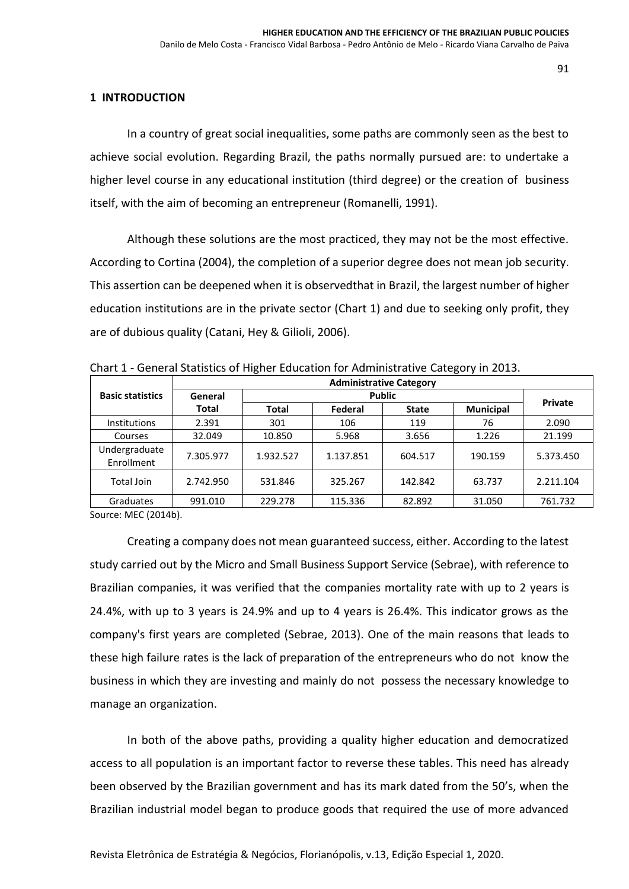## 1 INTRODUCTION

In a country of great social inequalities, some paths are commonly seen as the best to achieve social evolution. Regarding Brazil, the paths normally pursued are: to undertake a higher level course in any educational institution (third degree) or the creation of business itself, with the aim of becoming an entrepreneur (Romanelli, 1991).

Although these solutions are the most practiced, they may not be the most effective. According to Cortina (2004), the completion of a superior degree does not mean job security. This assertion can be deepened when it is observedthat in Brazil, the largest number of higher education institutions are in the private sector (Chart 1) and due to seeking only profit, they are of dubious quality (Catani, Hey & Gilioli, 2006).

Chart 1 - General Statistics of Higher Education for Administrative Category in 2013.

| Basic statistics | Administrative Category | | | | | |
|---|---|---|---|---|---|---|
| | General Total | Public | | | | Private |
| | | Total | Federal | State | Municipal | |
| Institutions | 2.391 | 301 | 106 | 119 | 76 | 2.090 |
| Courses | 32.049 | 10.850 | 5.968 | 3.656 | 1.226 | 21.199 |
| Undergraduate Enrollment | 7.305.977 | 1.932.527 | 1.137.851 | 604.517 | 190.159 | 5.373.450 |
| Total Join | 2.742.950 | 531.846 | 325.267 | 142.842 | 63.737 | 2.211.104 |
| Graduates | 991.010 | 229.278 | 115.336 | 82.892 | 31.050 | 761.732 |

Source: MEC (2014b).

Creating a company does not mean guaranteed success, either. According to the latest study carried out by the Micro and Small Business Support Service (Sebrae), with reference to Brazilian companies, it was verified that the companies mortality rate with up to 2 years is 24.4%, with up to 3 years is 24.9% and up to 4 years is 26.4%. This indicator grows as the company's first years are completed (Sebrae, 2013). One of the main reasons that leads to these high failure rates is the lack of preparation of the entrepreneurs who do not know the business in which they are investing and mainly do not possess the necessary knowledge to manage an organization.

In both of the above paths, providing a quality higher education and democratized access to all population is an important factor to reverse these tables. This need has already been observed by the Brazilian government and has its mark dated from the 50's, when the Brazilian industrial model began to produce goods that required the use of more advanced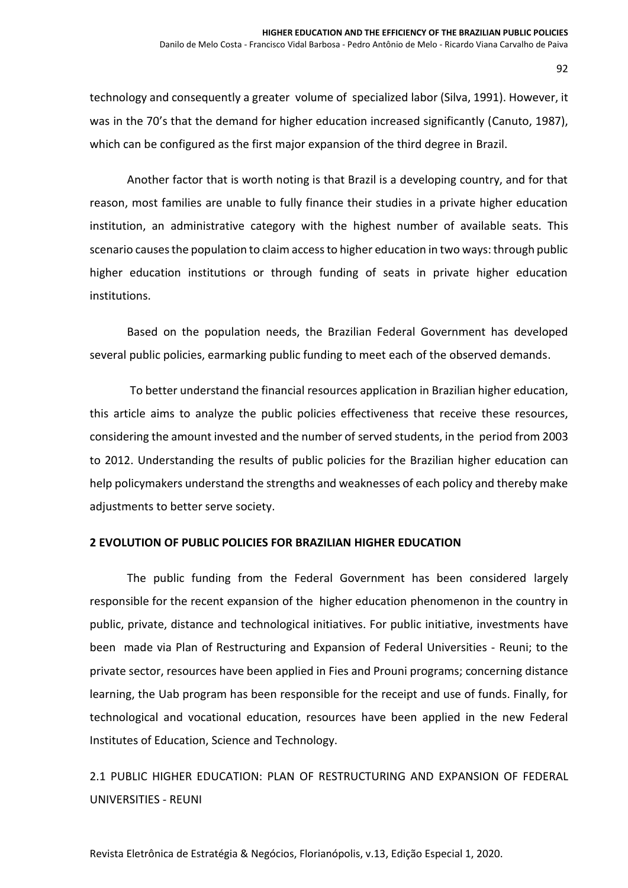technology and consequently a greater volume of specialized labor (Silva, 1991). However, it was in the 70's that the demand for higher education increased significantly (Canuto, 1987), which can be configured as the first major expansion of the third degree in Brazil.

Another factor that is worth noting is that Brazil is a developing country, and for that reason, most families are unable to fully finance their studies in a private higher education institution, an administrative category with the highest number of available seats. This scenario causes the population to claim access to higher education in two ways: through public higher education institutions or through funding of seats in private higher education institutions.

Based on the population needs, the Brazilian Federal Government has developed several public policies, earmarking public funding to meet each of the observed demands.

To better understand the financial resources application in Brazilian higher education, this article aims to analyze the public policies effectiveness that receive these resources, considering the amount invested and the number of served students, in the period from 2003 to 2012. Understanding the results of public policies for the Brazilian higher education can help policymakers understand the strengths and weaknesses of each policy and thereby make adjustments to better serve society.

## 2 EVOLUTION OF PUBLIC POLICIES FOR BRAZILIAN HIGHER EDUCATION

The public funding from the Federal Government has been considered largely responsible for the recent expansion of the higher education phenomenon in the country in public, private, distance and technological initiatives. For public initiative, investments have been made via Plan of Restructuring and Expansion of Federal Universities - Reuni; to the private sector, resources have been applied in Fies and Prouni programs; concerning distance learning, the Uab program has been responsible for the receipt and use of funds. Finally, for technological and vocational education, resources have been applied in the new Federal Institutes of Education, Science and Technology.

### 2.1 PUBLIC HIGHER EDUCATION: PLAN OF RESTRUCTURING AND EXPANSION OF FEDERAL UNIVERSITIES - REUNI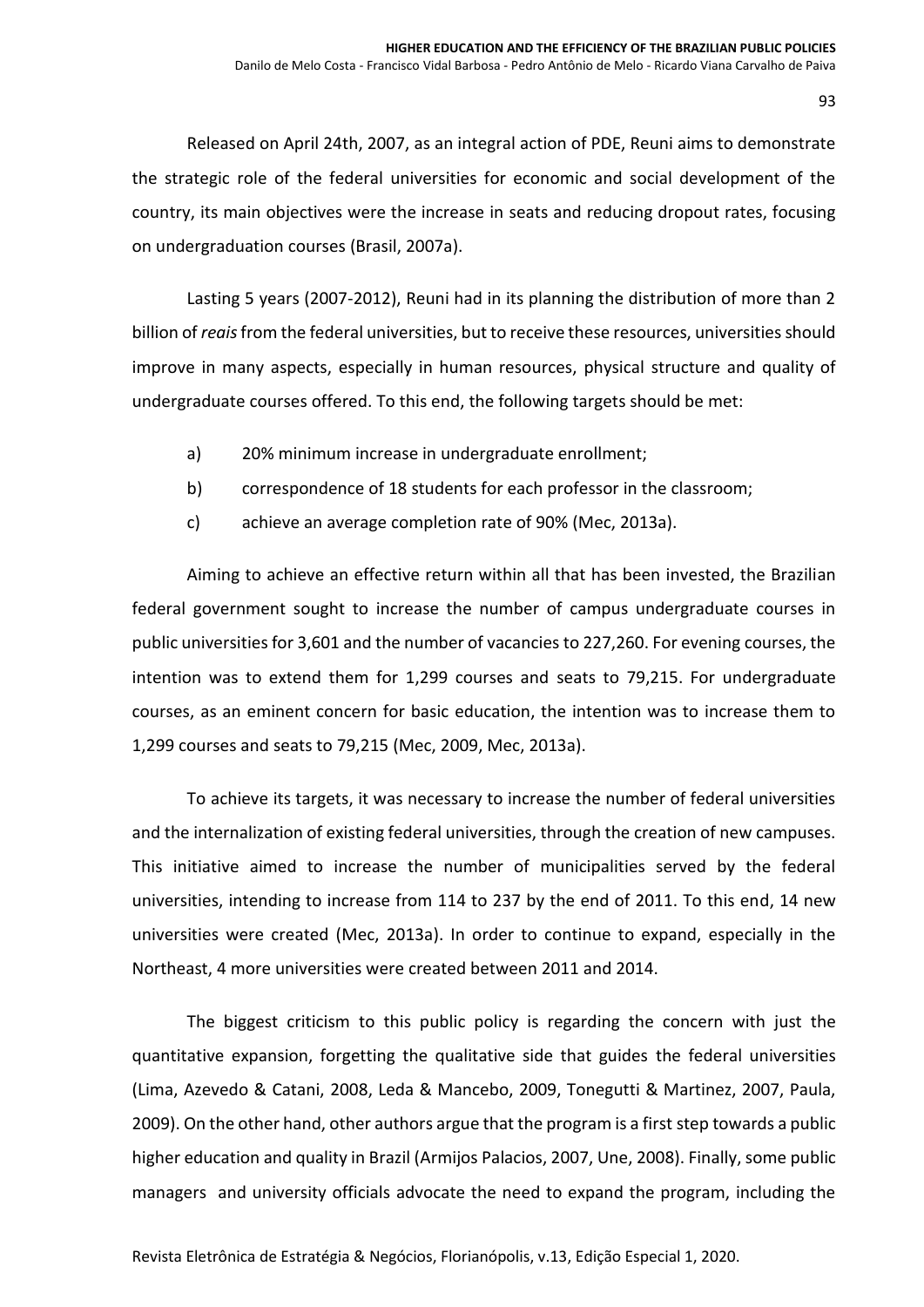Released on April 24th, 2007, as an integral action of PDE, Reuni aims to demonstrate the strategic role of the federal universities for economic and social development of the country, its main objectives were the increase in seats and reducing dropout rates, focusing on undergraduation courses (Brasil, 2007a).

Lasting 5 years (2007-2012), Reuni had in its planning the distribution of more than 2 billion of *reais* from the federal universities, but to receive these resources, universities should improve in many aspects, especially in human resources, physical structure and quality of undergraduate courses offered. To this end, the following targets should be met:

a) 20% minimum increase in undergraduate enrollment;

b) correspondence of 18 students for each professor in the classroom;

c) achieve an average completion rate of 90% (Mec, 2013a).

Aiming to achieve an effective return within all that has been invested, the Brazilian federal government sought to increase the number of campus undergraduate courses in public universities for 3,601 and the number of vacancies to 227,260. For evening courses, the intention was to extend them for 1,299 courses and seats to 79,215. For undergraduate courses, as an eminent concern for basic education, the intention was to increase them to 1,299 courses and seats to 79,215 (Mec, 2009, Mec, 2013a).

To achieve its targets, it was necessary to increase the number of federal universities and the internalization of existing federal universities, through the creation of new campuses. This initiative aimed to increase the number of municipalities served by the federal universities, intending to increase from 114 to 237 by the end of 2011. To this end, 14 new universities were created (Mec, 2013a). In order to continue to expand, especially in the Northeast, 4 more universities were created between 2011 and 2014.

The biggest criticism to this public policy is regarding the concern with just the quantitative expansion, forgetting the qualitative side that guides the federal universities (Lima, Azevedo & Catani, 2008, Leda & Mancebo, 2009, Tonegutti & Martinez, 2007, Paula, 2009). On the other hand, other authors argue that the program is a first step towards a public higher education and quality in Brazil (Armijos Palacios, 2007, Une, 2008). Finally, some public managers and university officials advocate the need to expand the program, including the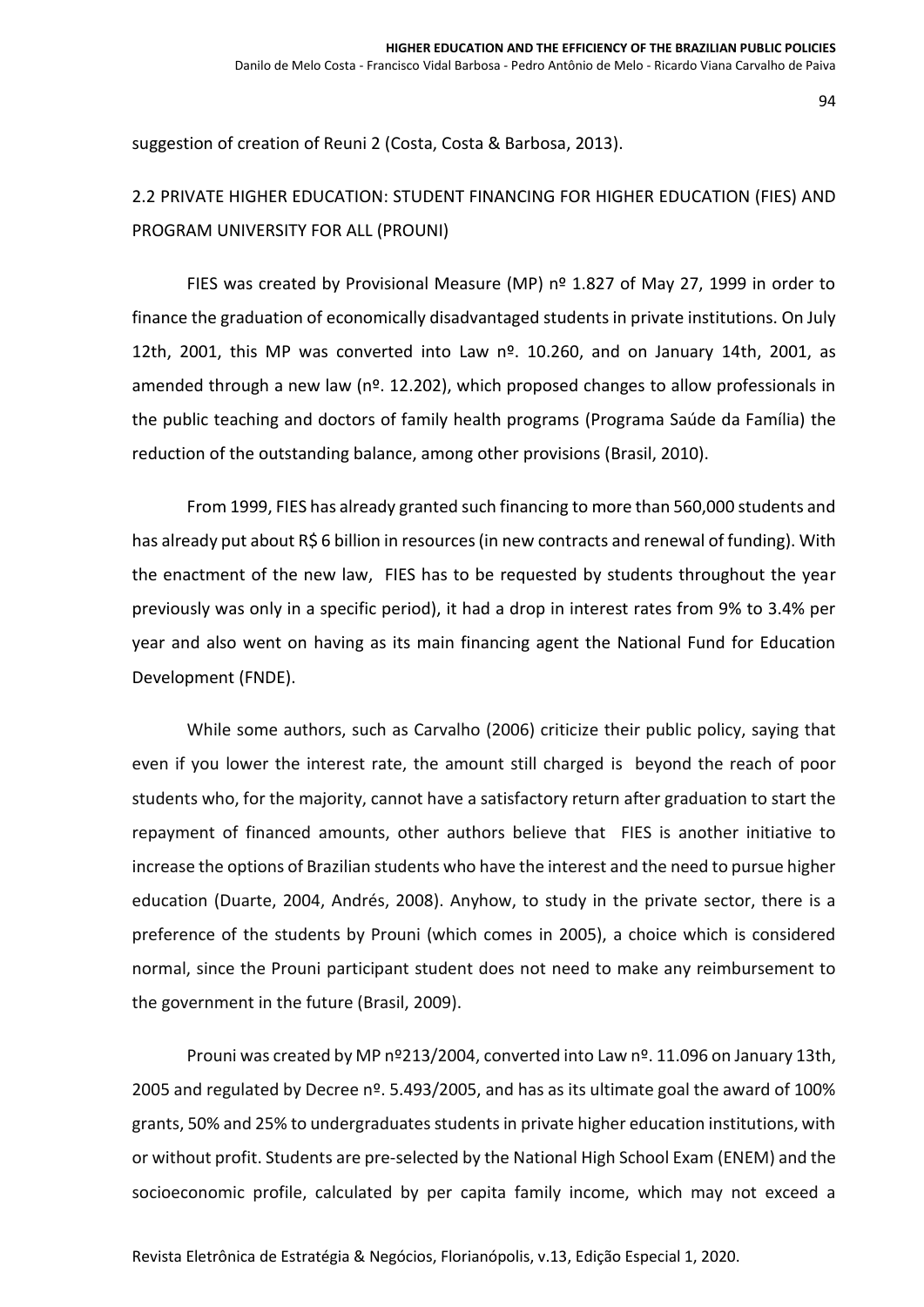suggestion of creation of Reuni 2 (Costa, Costa & Barbosa, 2013).

## 2.2 PRIVATE HIGHER EDUCATION: STUDENT FINANCING FOR HIGHER EDUCATION (FIES) AND PROGRAM UNIVERSITY FOR ALL (PROUNI)

FIES was created by Provisional Measure (MP) nº 1.827 of May 27, 1999 in order to finance the graduation of economically disadvantaged students in private institutions. On July 12th, 2001, this MP was converted into Law nº. 10.260, and on January 14th, 2001, as amended through a new law (nº. 12.202), which proposed changes to allow professionals in the public teaching and doctors of family health programs (Programa Saúde da Família) the reduction of the outstanding balance, among other provisions (Brasil, 2010).

From 1999, FIES has already granted such financing to more than 560,000 students and has already put about R$ 6 billion in resources (in new contracts and renewal of funding). With the enactment of the new law, FIES has to be requested by students throughout the year previously was only in a specific period), it had a drop in interest rates from 9% to 3.4% per year and also went on having as its main financing agent the National Fund for Education Development (FNDE).

While some authors, such as Carvalho (2006) criticize their public policy, saying that even if you lower the interest rate, the amount still charged is beyond the reach of poor students who, for the majority, cannot have a satisfactory return after graduation to start the repayment of financed amounts, other authors believe that FIES is another initiative to increase the options of Brazilian students who have the interest and the need to pursue higher education (Duarte, 2004, Andrés, 2008). Anyhow, to study in the private sector, there is a preference of the students by Prouni (which comes in 2005), a choice which is considered normal, since the Prouni participant student does not need to make any reimbursement to the government in the future (Brasil, 2009).

Prouni was created by MP nº213/2004, converted into Law nº. 11.096 on January 13th, 2005 and regulated by Decree nº. 5.493/2005, and has as its ultimate goal the award of 100% grants, 50% and 25% to undergraduates students in private higher education institutions, with or without profit. Students are pre-selected by the National High School Exam (ENEM) and the socioeconomic profile, calculated by per capita family income, which may not exceed a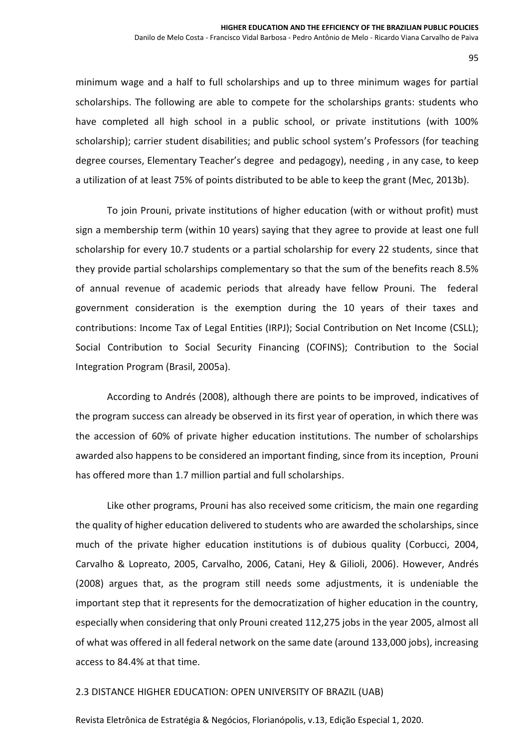minimum wage and a half to full scholarships and up to three minimum wages for partial scholarships. The following are able to compete for the scholarships grants: students who have completed all high school in a public school, or private institutions (with 100% scholarship); carrier student disabilities; and public school system's Professors (for teaching degree courses, Elementary Teacher's degree and pedagogy), needing , in any case, to keep a utilization of at least 75% of points distributed to be able to keep the grant (Mec, 2013b).

To join Prouni, private institutions of higher education (with or without profit) must sign a membership term (within 10 years) saying that they agree to provide at least one full scholarship for every 10.7 students or a partial scholarship for every 22 students, since that they provide partial scholarships complementary so that the sum of the benefits reach 8.5% of annual revenue of academic periods that already have fellow Prouni. The federal government consideration is the exemption during the 10 years of their taxes and contributions: Income Tax of Legal Entities (IRPJ); Social Contribution on Net Income (CSLL); Social Contribution to Social Security Financing (COFINS); Contribution to the Social Integration Program (Brasil, 2005a).

According to Andrés (2008), although there are points to be improved, indicatives of the program success can already be observed in its first year of operation, in which there was the accession of 60% of private higher education institutions. The number of scholarships awarded also happens to be considered an important finding, since from its inception, Prouni has offered more than 1.7 million partial and full scholarships.

Like other programs, Prouni has also received some criticism, the main one regarding the quality of higher education delivered to students who are awarded the scholarships, since much of the private higher education institutions is of dubious quality (Corbucci, 2004, Carvalho & Lopreato, 2005, Carvalho, 2006, Catani, Hey & Gilioli, 2006). However, Andrés (2008) argues that, as the program still needs some adjustments, it is undeniable the important step that it represents for the democratization of higher education in the country, especially when considering that only Prouni created 112,275 jobs in the year 2005, almost all of what was offered in all federal network on the same date (around 133,000 jobs), increasing access to 84.4% at that time.

## 2.3 DISTANCE HIGHER EDUCATION: OPEN UNIVERSITY OF BRAZIL (UAB)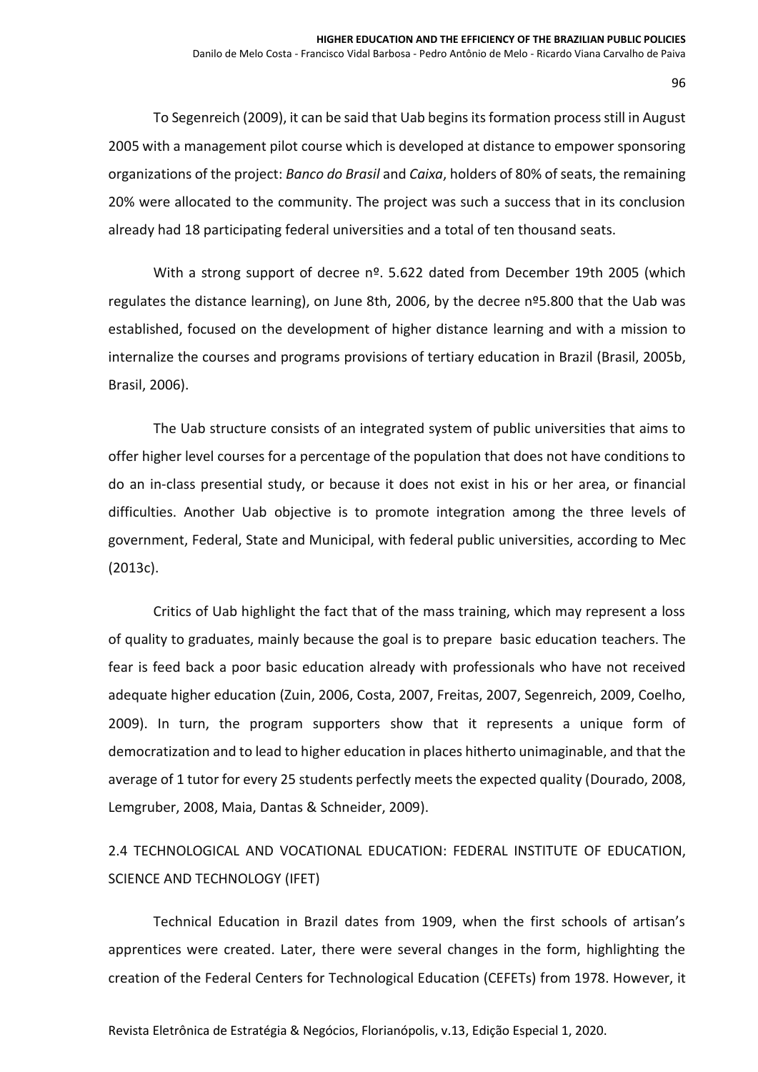To Segenreich (2009), it can be said that Uab begins its formation process still in August 2005 with a management pilot course which is developed at distance to empower sponsoring organizations of the project: *Banco do Brasil* and *Caixa*, holders of 80% of seats, the remaining 20% were allocated to the community. The project was such a success that in its conclusion already had 18 participating federal universities and a total of ten thousand seats.

With a strong support of decree nº. 5.622 dated from December 19th 2005 (which regulates the distance learning), on June 8th, 2006, by the decree nº5.800 that the Uab was established, focused on the development of higher distance learning and with a mission to internalize the courses and programs provisions of tertiary education in Brazil (Brasil, 2005b, Brasil, 2006).

The Uab structure consists of an integrated system of public universities that aims to offer higher level courses for a percentage of the population that does not have conditions to do an in-class presential study, or because it does not exist in his or her area, or financial difficulties. Another Uab objective is to promote integration among the three levels of government, Federal, State and Municipal, with federal public universities, according to Mec (2013c).

Critics of Uab highlight the fact that of the mass training, which may represent a loss of quality to graduates, mainly because the goal is to prepare basic education teachers. The fear is feed back a poor basic education already with professionals who have not received adequate higher education (Zuin, 2006, Costa, 2007, Freitas, 2007, Segenreich, 2009, Coelho, 2009). In turn, the program supporters show that it represents a unique form of democratization and to lead to higher education in places hitherto unimaginable, and that the average of 1 tutor for every 25 students perfectly meets the expected quality (Dourado, 2008, Lemgruber, 2008, Maia, Dantas & Schneider, 2009).

## 2.4 TECHNOLOGICAL AND VOCATIONAL EDUCATION: FEDERAL INSTITUTE OF EDUCATION, SCIENCE AND TECHNOLOGY (IFET)

Technical Education in Brazil dates from 1909, when the first schools of artisan's apprentices were created. Later, there were several changes in the form, highlighting the creation of the Federal Centers for Technological Education (CEFETs) from 1978. However, it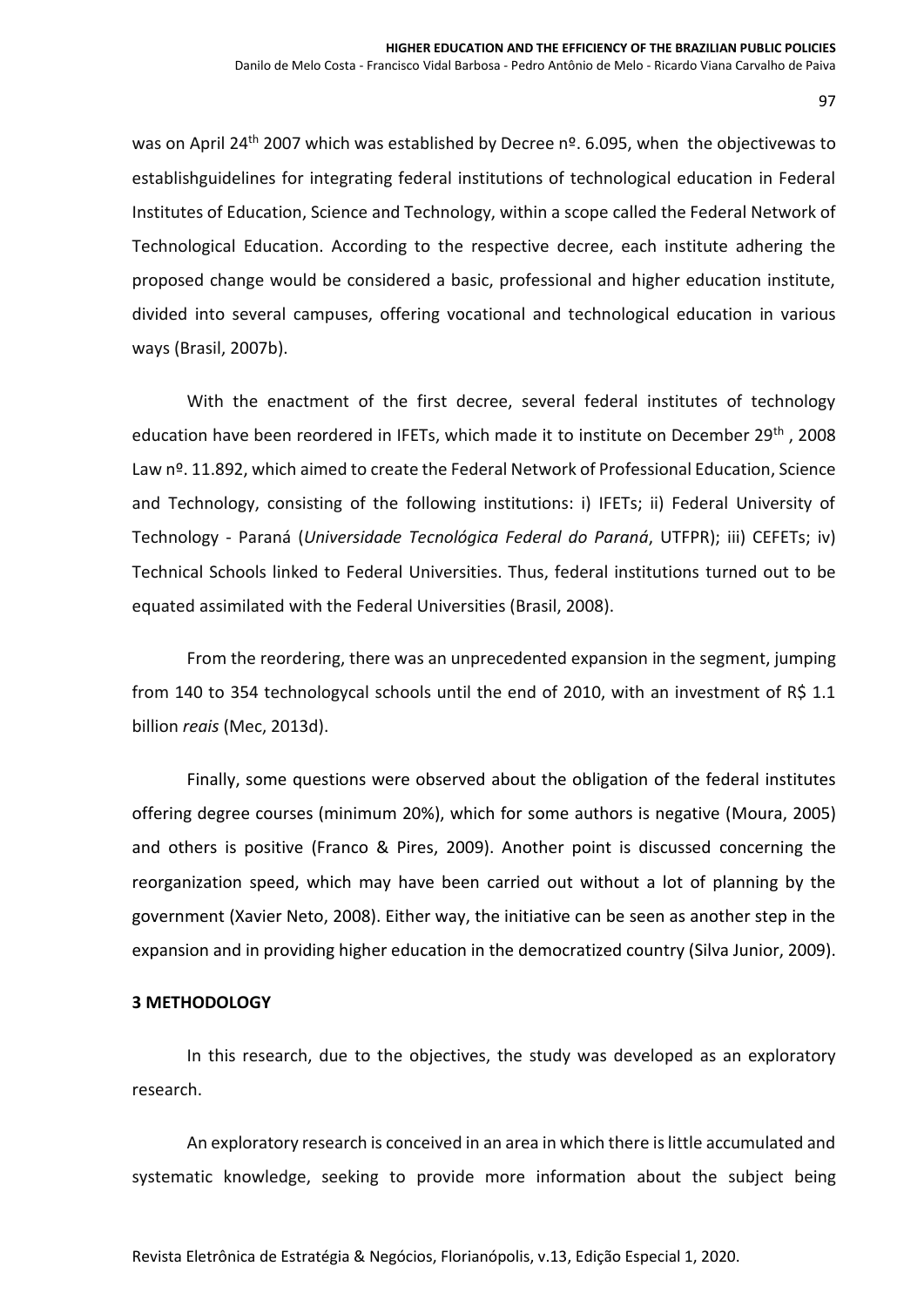was on April 24$^{th}$ 2007 which was established by Decree nº. 6.095, when the objectivewas to establishguidelines for integrating federal institutions of technological education in Federal Institutes of Education, Science and Technology, within a scope called the Federal Network of Technological Education. According to the respective decree, each institute adhering the proposed change would be considered a basic, professional and higher education institute, divided into several campuses, offering vocational and technological education in various ways (Brasil, 2007b).

With the enactment of the first decree, several federal institutes of technology education have been reordered in IFETs, which made it to institute on December 29$^{th}$ , 2008 Law nº. 11.892, which aimed to create the Federal Network of Professional Education, Science and Technology, consisting of the following institutions: i) IFETs; ii) Federal University of Technology - Paraná (*Universidade Tecnológica Federal do Paraná*, UTFPR); iii) CEFETs; iv) Technical Schools linked to Federal Universities. Thus, federal institutions turned out to be equated assimilated with the Federal Universities (Brasil, 2008).

From the reordering, there was an unprecedented expansion in the segment, jumping from 140 to 354 technologycal schools until the end of 2010, with an investment of R$ 1.1 billion *reais* (Mec, 2013d).

Finally, some questions were observed about the obligation of the federal institutes offering degree courses (minimum 20%), which for some authors is negative (Moura, 2005) and others is positive (Franco & Pires, 2009). Another point is discussed concerning the reorganization speed, which may have been carried out without a lot of planning by the government (Xavier Neto, 2008). Either way, the initiative can be seen as another step in the expansion and in providing higher education in the democratized country (Silva Junior, 2009).

## 3 METHODOLOGY

In this research, due to the objectives, the study was developed as an exploratory research.

An exploratory research is conceived in an area in which there is little accumulated and systematic knowledge, seeking to provide more information about the subject being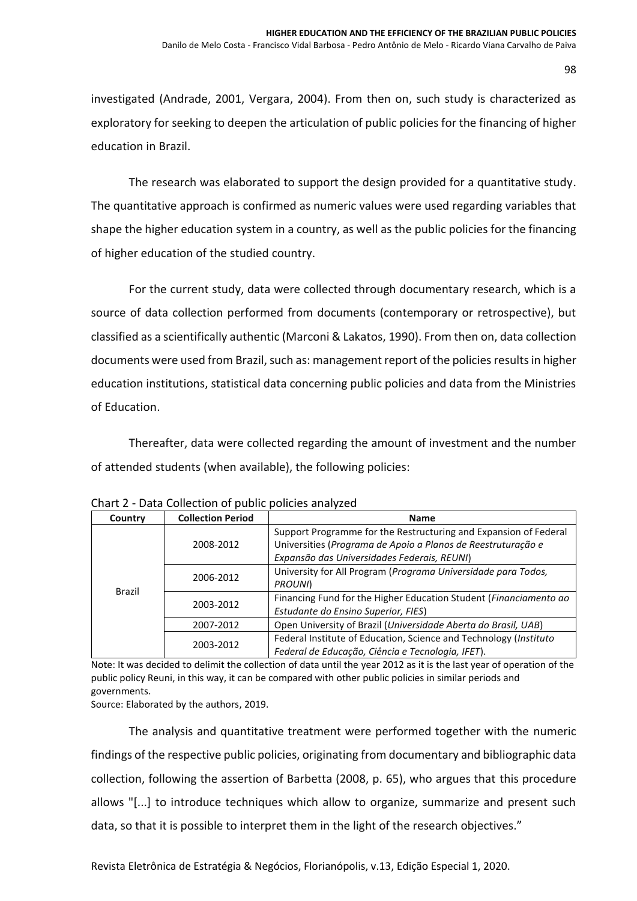investigated (Andrade, 2001, Vergara, 2004). From then on, such study is characterized as exploratory for seeking to deepen the articulation of public policies for the financing of higher education in Brazil.

The research was elaborated to support the design provided for a quantitative study. The quantitative approach is confirmed as numeric values were used regarding variables that shape the higher education system in a country, as well as the public policies for the financing of higher education of the studied country.

For the current study, data were collected through documentary research, which is a source of data collection performed from documents (contemporary or retrospective), but classified as a scientifically authentic (Marconi & Lakatos, 1990). From then on, data collection documents were used from Brazil, such as: management report of the policies results in higher education institutions, statistical data concerning public policies and data from the Ministries of Education.

Thereafter, data were collected regarding the amount of investment and the number of attended students (when available), the following policies:

Chart 2 - Data Collection of public policies analyzed

| Country | Collection Period | Name |
|---|---|---|
| Brazil | 2008-2012 | Support Programme for the Restructuring and Expansion of Federal Universities (*Programa de Apoio a Planos de Reestruturação e Expansão das Universidades Federais, REUNI*) |
| | 2006-2012 | University for All Program (*Programa Universidade para Todos, PROUNI*) |
| | 2003-2012 | Financing Fund for the Higher Education Student (*Financiamento ao Estudante do Ensino Superior, FIES*) |
| | 2007-2012 | Open University of Brazil (*Universidade Aberta do Brasil, UAB*) |
| | 2003-2012 | Federal Institute of Education, Science and Technology (*Instituto Federal de Educação, Ciência e Tecnologia, IFET*). |

Note: It was decided to delimit the collection of data until the year 2012 as it is the last year of operation of the public policy Reuni, in this way, it can be compared with other public policies in similar periods and governments.

Source: Elaborated by the authors, 2019.

The analysis and quantitative treatment were performed together with the numeric findings of the respective public policies, originating from documentary and bibliographic data collection, following the assertion of Barbetta (2008, p. 65), who argues that this procedure allows "[...] to introduce techniques which allow to organize, summarize and present such data, so that it is possible to interpret them in the light of the research objectives."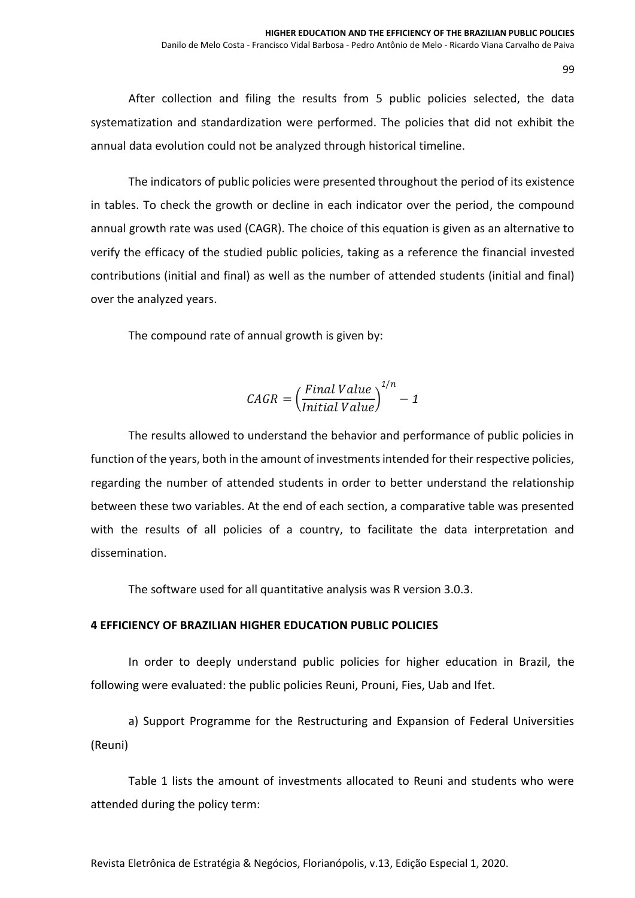After collection and filing the results from 5 public policies selected, the data systematization and standardization were performed. The policies that did not exhibit the annual data evolution could not be analyzed through historical timeline.

The indicators of public policies were presented throughout the period of its existence in tables. To check the growth or decline in each indicator over the period, the compound annual growth rate was used (CAGR). The choice of this equation is given as an alternative to verify the efficacy of the studied public policies, taking as a reference the financial invested contributions (initial and final) as well as the number of attended students (initial and final) over the analyzed years.

The compound rate of annual growth is given by:

$$CAGR = \left(\frac{Final\ Value}{Initial\ Value}\right)^{1/n} - 1$$

The results allowed to understand the behavior and performance of public policies in function of the years, both in the amount of investments intended for their respective policies, regarding the number of attended students in order to better understand the relationship between these two variables. At the end of each section, a comparative table was presented with the results of all policies of a country, to facilitate the data interpretation and dissemination.

The software used for all quantitative analysis was R version 3.0.3.

## 4 EFFICIENCY OF BRAZILIAN HIGHER EDUCATION PUBLIC POLICIES

In order to deeply understand public policies for higher education in Brazil, the following were evaluated: the public policies Reuni, Prouni, Fies, Uab and Ifet.

a) Support Programme for the Restructuring and Expansion of Federal Universities (Reuni)

Table 1 lists the amount of investments allocated to Reuni and students who were attended during the policy term: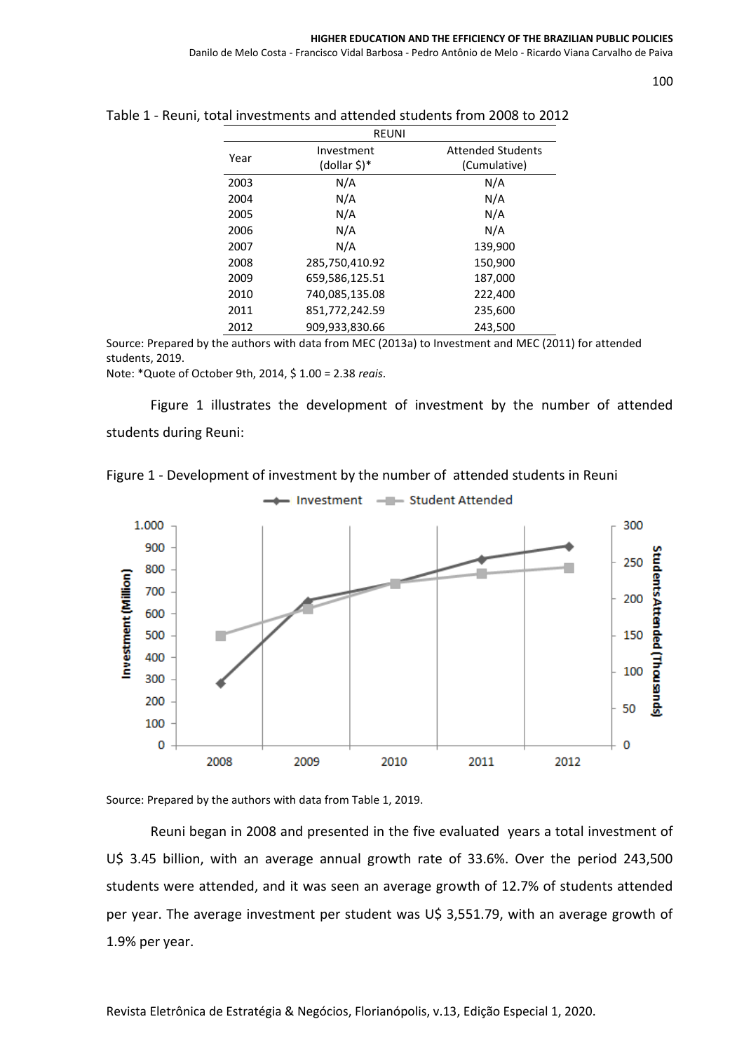Table 1 - Reuni, total investments and attended students from 2008 to 2012

| REUNI | | |
|---|---|---|
| Year | Investment (dollar $)* | Attended Students (Cumulative) |
| 2003 | N/A | N/A |
| 2004 | N/A | N/A |
| 2005 | N/A | N/A |
| 2006 | N/A | N/A |
| 2007 | N/A | 139,900 |
| 2008 | 285,750,410.92 | 150,900 |
| 2009 | 659,586,125.51 | 187,000 |
| 2010 | 740,085,135.08 | 222,400 |
| 2011 | 851,772,242.59 | 235,600 |
| 2012 | 909,933,830.66 | 243,500 |

Source: Prepared by the authors with data from MEC (2013a) to Investment and MEC (2011) for attended students, 2019.

Note: *Quote of October 9th, 2014, $ 1.00 = 2.38 *reais*.

Figure 1 illustrates the development of investment by the number of attended students during Reuni:

Figure 1 - Development of investment by the number of attended students in Reuni

Source: Prepared by the authors with data from Table 1, 2019.

Reuni began in 2008 and presented in the five evaluated years a total investment of U$ 3.45 billion, with an average annual growth rate of 33.6%. Over the period 243,500 students were attended, and it was seen an average growth of 12.7% of students attended per year. The average investment per student was U$ 3,551.79, with an average growth of 1.9% per year.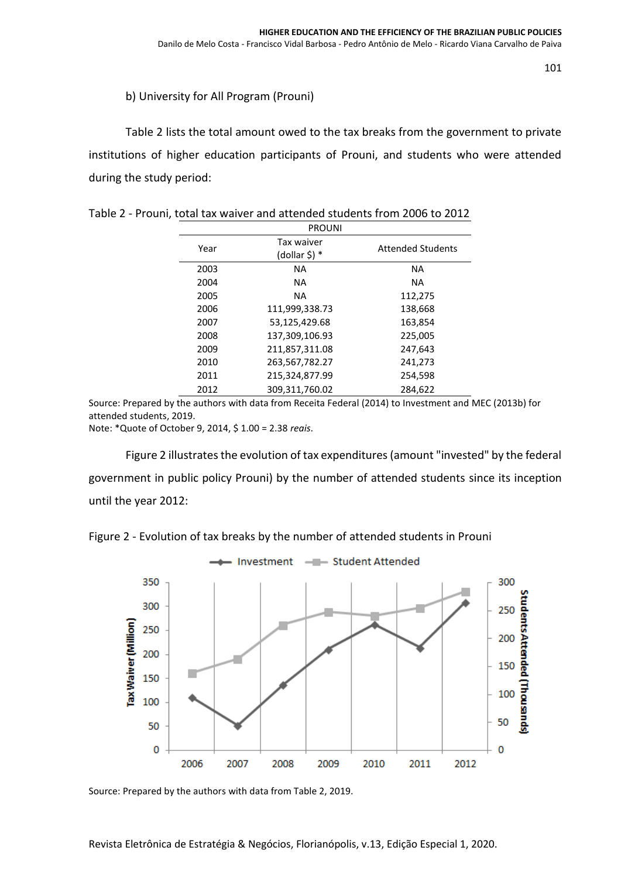b) University for All Program (Prouni)

Table 2 lists the total amount owed to the tax breaks from the government to private institutions of higher education participants of Prouni, and students who were attended during the study period:

Table 2 - Prouni, total tax waiver and attended students from 2006 to 2012

| PROUNI | | |
|---|---|---|
| Year | Tax waiver (dollar $) * | Attended Students |
| 2003 | NA | NA |
| 2004 | NA | NA |
| 2005 | NA | 112,275 |
| 2006 | 111,999,338.73 | 138,668 |
| 2007 | 53,125,429.68 | 163,854 |
| 2008 | 137,309,106.93 | 225,005 |
| 2009 | 211,857,311.08 | 247,643 |
| 2010 | 263,567,782.27 | 241,273 |
| 2011 | 215,324,877.99 | 254,598 |
| 2012 | 309,311,760.02 | 284,622 |

Source: Prepared by the authors with data from Receita Federal (2014) to Investment and MEC (2013b) for attended students, 2019.
Note: *Quote of October 9, 2014, $ 1.00 = 2.38 *reais*.

Figure 2 illustrates the evolution of tax expenditures (amount "invested" by the federal government in public policy Prouni) by the number of attended students since its inception until the year 2012:

Figure 2 - Evolution of tax breaks by the number of attended students in Prouni

Source: Prepared by the authors with data from Table 2, 2019.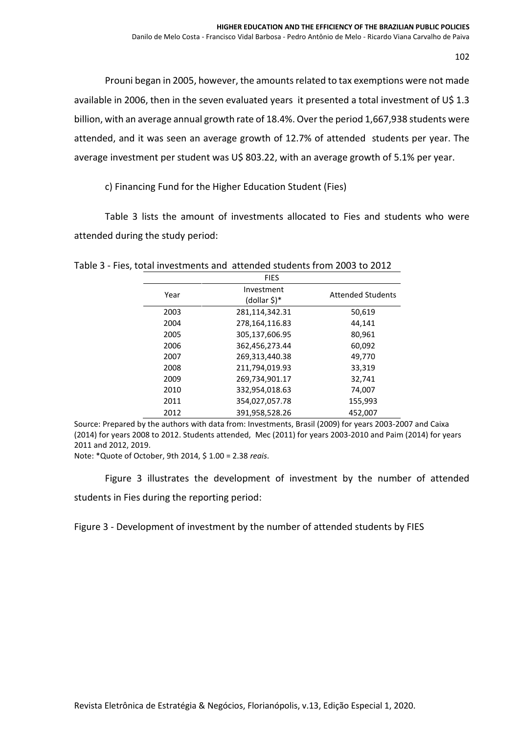Prouni began in 2005, however, the amounts related to tax exemptions were not made available in 2006, then in the seven evaluated years it presented a total investment of U$ 1.3 billion, with an average annual growth rate of 18.4%. Over the period 1,667,938 students were attended, and it was seen an average growth of 12.7% of attended students per year. The average investment per student was U$ 803.22, with an average growth of 5.1% per year.

c) Financing Fund for the Higher Education Student (Fies)

Table 3 lists the amount of investments allocated to Fies and students who were attended during the study period:

Table 3 - Fies, total investments and attended students from 2003 to 2012

| | FIES | |
|---|---|---|
| Year | Investment (dollar $)* | Attended Students |
| 2003 | 281,114,342.31 | 50,619 |
| 2004 | 278,164,116.83 | 44,141 |
| 2005 | 305,137,606.95 | 80,961 |
| 2006 | 362,456,273.44 | 60,092 |
| 2007 | 269,313,440.38 | 49,770 |
| 2008 | 211,794,019.93 | 33,319 |
| 2009 | 269,734,901.17 | 32,741 |
| 2010 | 332,954,018.63 | 74,007 |
| 2011 | 354,027,057.78 | 155,993 |
| 2012 | 391,958,528.26 | 452,007 |

Source: Prepared by the authors with data from: Investments, Brasil (2009) for years 2003-2007 and Caixa (2014) for years 2008 to 2012. Students attended, Mec (2011) for years 2003-2010 and Paim (2014) for years 2011 and 2012, 2019.

Note: *Quote of October, 9th 2014, $ 1.00 = 2.38 *reais*.

Figure 3 illustrates the development of investment by the number of attended students in Fies during the reporting period:

Figure 3 - Development of investment by the number of attended students by FIES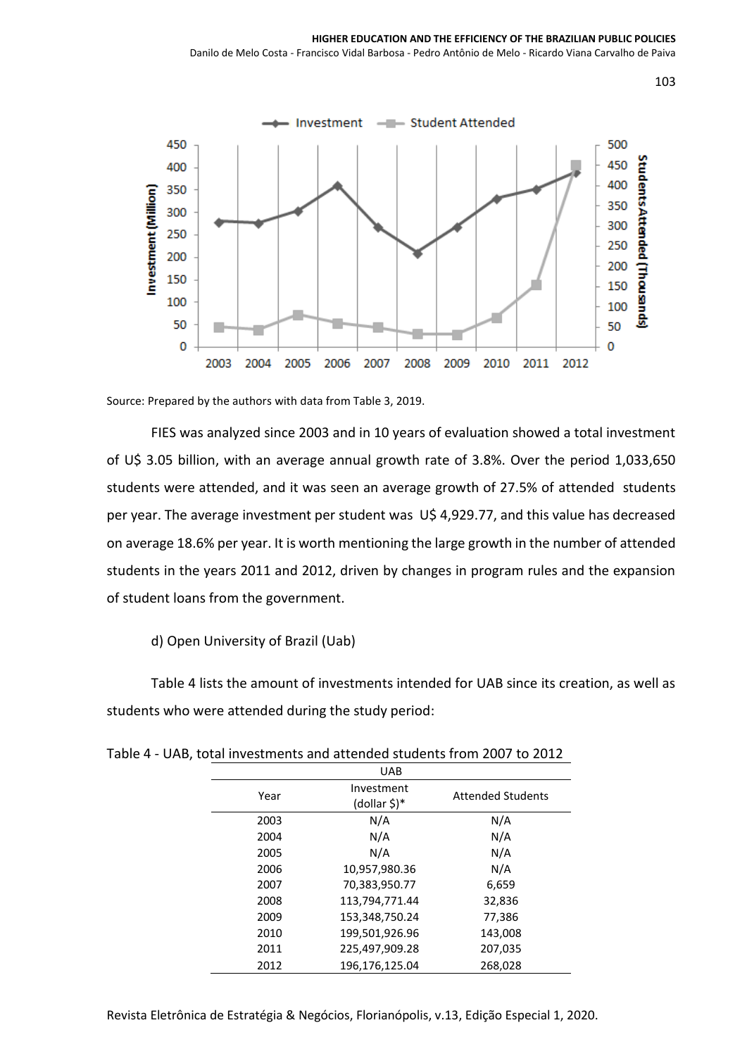Source: Prepared by the authors with data from Table 3, 2019.

FIES was analyzed since 2003 and in 10 years of evaluation showed a total investment of U$ 3.05 billion, with an average annual growth rate of 3.8%. Over the period 1,033,650 students were attended, and it was seen an average growth of 27.5% of attended students per year. The average investment per student was U$ 4,929.77, and this value has decreased on average 18.6% per year. It is worth mentioning the large growth in the number of attended students in the years 2011 and 2012, driven by changes in program rules and the expansion of student loans from the government.

d) Open University of Brazil (Uab)

Table 4 lists the amount of investments intended for UAB since its creation, as well as students who were attended during the study period:

Table 4 - UAB, total investments and attended students from 2007 to 2012

| UAB | | |
|---|---|---|
| Year | Investment (dollar $)* | Attended Students |
| 2003 | N/A | N/A |
| 2004 | N/A | N/A |
| 2005 | N/A | N/A |
| 2006 | 10,957,980.36 | N/A |
| 2007 | 70,383,950.77 | 6,659 |
| 2008 | 113,794,771.44 | 32,836 |
| 2009 | 153,348,750.24 | 77,386 |
| 2010 | 199,501,926.96 | 143,008 |
| 2011 | 225,497,909.28 | 207,035 |
| 2012 | 196,176,125.04 | 268,028 |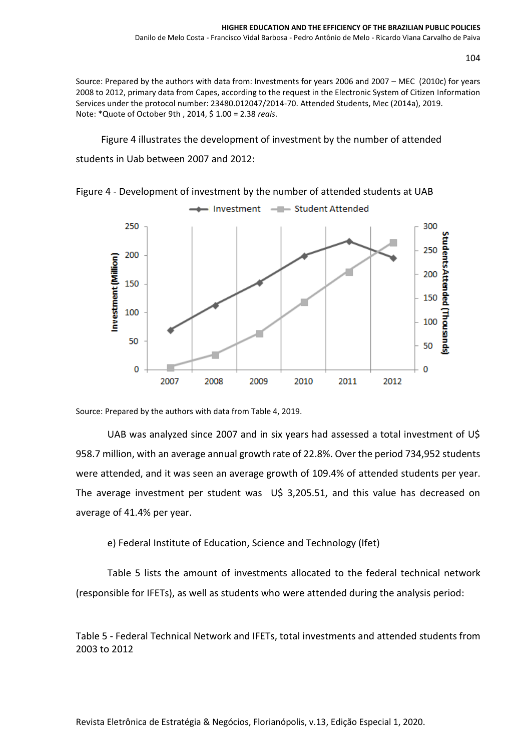Source: Prepared by the authors with data from: Investments for years 2006 and 2007 – MEC (2010c) for years 2008 to 2012, primary data from Capes, according to the request in the Electronic System of Citizen Information Services under the protocol number: 23480.012047/2014-70. Attended Students, Mec (2014a), 2019.
Note: *Quote of October 9th , 2014, $ 1.00 = 2.38 *reais*.

Figure 4 illustrates the development of investment by the number of attended students in Uab between 2007 and 2012:

Figure 4 - Development of investment by the number of attended students at UAB

Source: Prepared by the authors with data from Table 4, 2019.

UAB was analyzed since 2007 and in six years had assessed a total investment of U$ 958.7 million, with an average annual growth rate of 22.8%. Over the period 734,952 students were attended, and it was seen an average growth of 109.4% of attended students per year. The average investment per student was U$ 3,205.51, and this value has decreased on average of 41.4% per year.

e) Federal Institute of Education, Science and Technology (Ifet)

Table 5 lists the amount of investments allocated to the federal technical network (responsible for IFETs), as well as students who were attended during the analysis period:

Table 5 - Federal Technical Network and IFETs, total investments and attended students from 2003 to 2012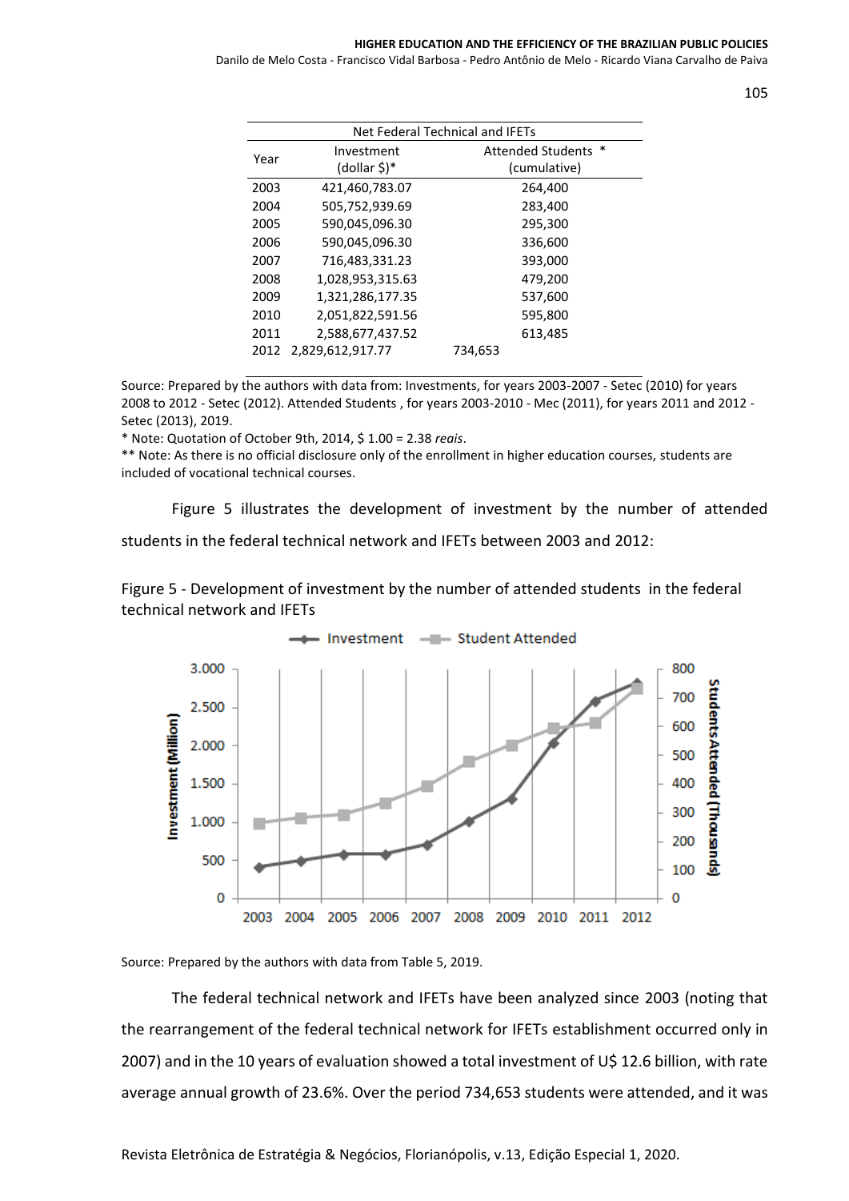| Net Federal Technical and IFETs | | |
|---|---|---|
| Year | Investment (dollar $)* | Attended Students * (cumulative) |
| 2003 | 421,460,783.07 | 264,400 |
| 2004 | 505,752,939.69 | 283,400 |
| 2005 | 590,045,096.30 | 295,300 |
| 2006 | 590,045,096.30 | 336,600 |
| 2007 | 716,483,331.23 | 393,000 |
| 2008 | 1,028,953,315.63 | 479,200 |
| 2009 | 1,321,286,177.35 | 537,600 |
| 2010 | 2,051,822,591.56 | 595,800 |
| 2011 | 2,588,677,437.52 | 613,485 |
| 2012 | 2,829,612,917.77 | 734,653 |

Source: Prepared by the authors with data from: Investments, for years 2003-2007 - Setec (2010) for years 2008 to 2012 - Setec (2012). Attended Students , for years 2003-2010 - Mec (2011), for years 2011 and 2012 - Setec (2013), 2019.

* Note: Quotation of October 9th, 2014, $ 1.00 = 2.38 *reais*.

** Note: As there is no official disclosure only of the enrollment in higher education courses, students are included of vocational technical courses.

Figure 5 illustrates the development of investment by the number of attended students in the federal technical network and IFETs between 2003 and 2012:

Figure 5 - Development of investment by the number of attended students in the federal technical network and IFETs

Source: Prepared by the authors with data from Table 5, 2019.

The federal technical network and IFETs have been analyzed since 2003 (noting that the rearrangement of the federal technical network for IFETs establishment occurred only in 2007) and in the 10 years of evaluation showed a total investment of U$ 12.6 billion, with rate average annual growth of 23.6%. Over the period 734,653 students were attended, and it was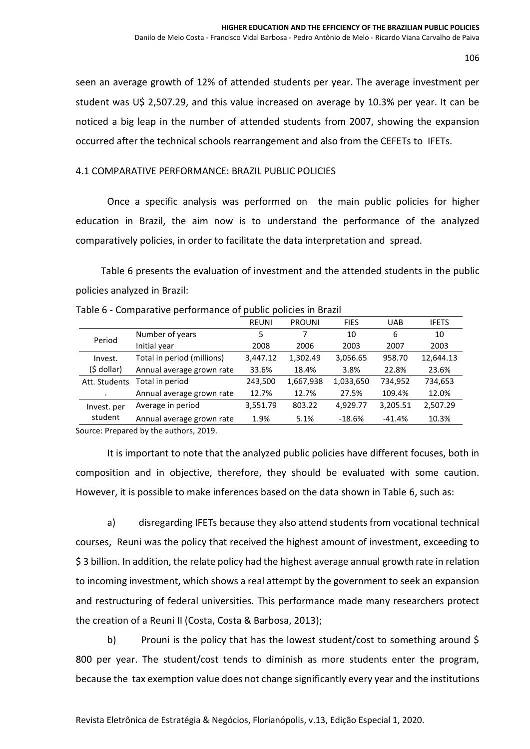seen an average growth of 12% of attended students per year. The average investment per student was U$ 2,507.29, and this value increased on average by 10.3% per year. It can be noticed a big leap in the number of attended students from 2007, showing the expansion occurred after the technical schools rearrangement and also from the CEFETs to IFETs.

## 4.1 COMPARATIVE PERFORMANCE: BRAZIL PUBLIC POLICIES

Once a specific analysis was performed on the main public policies for higher education in Brazil, the aim now is to understand the performance of the analyzed comparatively policies, in order to facilitate the data interpretation and spread.

Table 6 presents the evaluation of investment and the attended students in the public policies analyzed in Brazil:

Table 6 - Comparative performance of public policies in Brazil

| | | REUNI | PROUNI | FIES | UAB | IFETS |
|---|---|---|---|---|---|---|
| Period | Number of years | 5 | 7 | 10 | 6 | 10 |
| | Initial year | 2008 | 2006 | 2003 | 2007 | 2003 |
| Invest. ($ dollar) | Total in period (millions) | 3,447.12 | 1,302.49 | 3,056.65 | 958.70 | 12,644.13 |
| | Annual average grown rate | 33.6% | 18.4% | 3.8% | 22.8% | 23.6% |
| Att. Students. | Total in period | 243,500 | 1,667,938 | 1,033,650 | 734,952 | 734,653 |
| | Annual average grown rate | 12.7% | 12.7% | 27.5% | 109.4% | 12.0% |
| Invest. per student | Average in period | 3,551.79 | 803.22 | 4,929.77 | 3,205.51 | 2,507.29 |
| | Annual average grown rate | 1.9% | 5.1% | -18.6% | -41.4% | 10.3% |

Source: Prepared by the authors, 2019.

It is important to note that the analyzed public policies have different focuses, both in composition and in objective, therefore, they should be evaluated with some caution. However, it is possible to make inferences based on the data shown in Table 6, such as:

a) disregarding IFETs because they also attend students from vocational technical courses, Reuni was the policy that received the highest amount of investment, exceeding to $ 3 billion. In addition, the relate policy had the highest average annual growth rate in relation to incoming investment, which shows a real attempt by the government to seek an expansion and restructuring of federal universities. This performance made many researchers protect the creation of a Reuni II (Costa, Costa & Barbosa, 2013);

b) Prouni is the policy that has the lowest student/cost to something around $ 800 per year. The student/cost tends to diminish as more students enter the program, because the tax exemption value does not change significantly every year and the institutions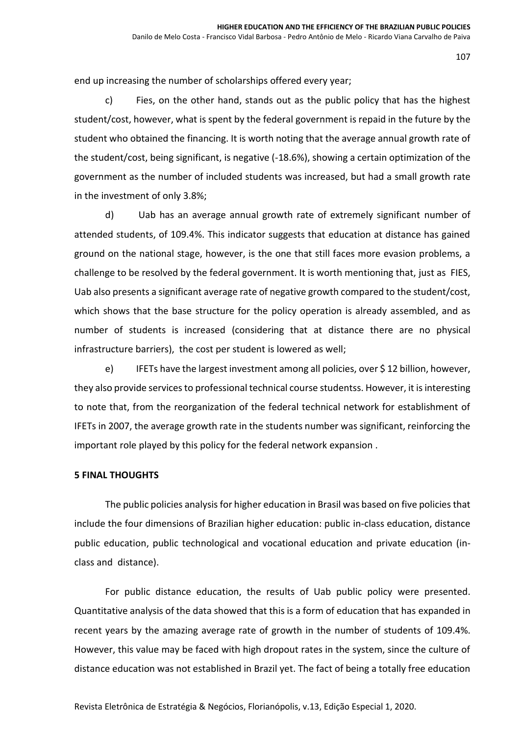end up increasing the number of scholarships offered every year;

c) Fies, on the other hand, stands out as the public policy that has the highest student/cost, however, what is spent by the federal government is repaid in the future by the student who obtained the financing. It is worth noting that the average annual growth rate of the student/cost, being significant, is negative (-18.6%), showing a certain optimization of the government as the number of included students was increased, but had a small growth rate in the investment of only 3.8%;

d) Uab has an average annual growth rate of extremely significant number of attended students, of 109.4%. This indicator suggests that education at distance has gained ground on the national stage, however, is the one that still faces more evasion problems, a challenge to be resolved by the federal government. It is worth mentioning that, just as FIES, Uab also presents a significant average rate of negative growth compared to the student/cost, which shows that the base structure for the policy operation is already assembled, and as number of students is increased (considering that at distance there are no physical infrastructure barriers), the cost per student is lowered as well;

e) IFETs have the largest investment among all policies, over $ 12 billion, however, they also provide services to professional technical course studentss. However, it is interesting to note that, from the reorganization of the federal technical network for establishment of IFETs in 2007, the average growth rate in the students number was significant, reinforcing the important role played by this policy for the federal network expansion .

## 5 FINAL THOUGHTS

The public policies analysis for higher education in Brasil was based on five policies that include the four dimensions of Brazilian higher education: public in-class education, distance public education, public technological and vocational education and private education (in-class and distance).

For public distance education, the results of Uab public policy were presented. Quantitative analysis of the data showed that this is a form of education that has expanded in recent years by the amazing average rate of growth in the number of students of 109.4%. However, this value may be faced with high dropout rates in the system, since the culture of distance education was not established in Brazil yet. The fact of being a totally free education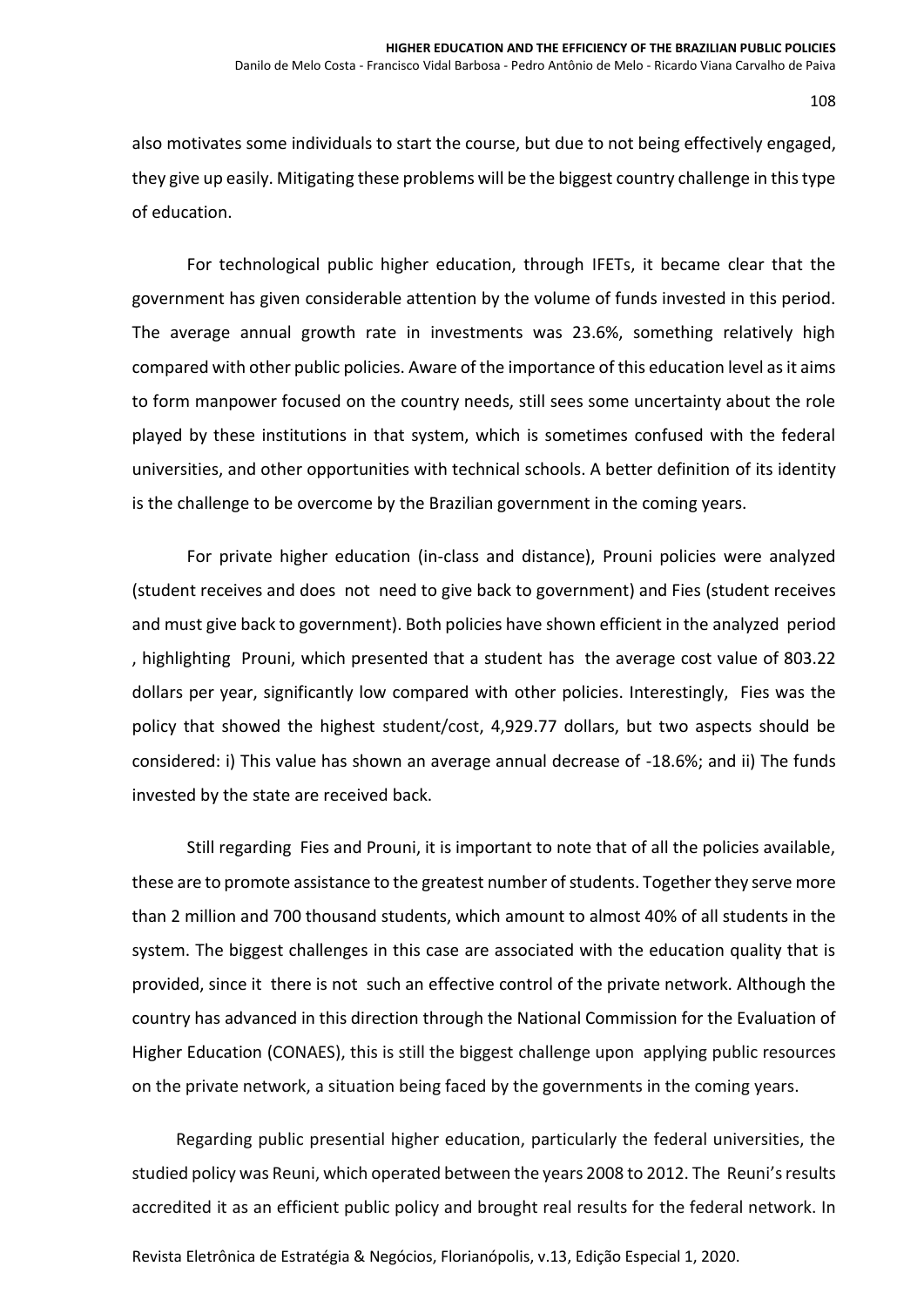also motivates some individuals to start the course, but due to not being effectively engaged, they give up easily. Mitigating these problems will be the biggest country challenge in this type of education.

For technological public higher education, through IFETs, it became clear that the government has given considerable attention by the volume of funds invested in this period. The average annual growth rate in investments was 23.6%, something relatively high compared with other public policies. Aware of the importance of this education level as it aims to form manpower focused on the country needs, still sees some uncertainty about the role played by these institutions in that system, which is sometimes confused with the federal universities, and other opportunities with technical schools. A better definition of its identity is the challenge to be overcome by the Brazilian government in the coming years.

For private higher education (in-class and distance), Prouni policies were analyzed (student receives and does not need to give back to government) and Fies (student receives and must give back to government). Both policies have shown efficient in the analyzed period , highlighting Prouni, which presented that a student has the average cost value of 803.22 dollars per year, significantly low compared with other policies. Interestingly, Fies was the policy that showed the highest student/cost, 4,929.77 dollars, but two aspects should be considered: i) This value has shown an average annual decrease of -18.6%; and ii) The funds invested by the state are received back.

Still regarding Fies and Prouni, it is important to note that of all the policies available, these are to promote assistance to the greatest number of students. Together they serve more than 2 million and 700 thousand students, which amount to almost 40% of all students in the system. The biggest challenges in this case are associated with the education quality that is provided, since it there is not such an effective control of the private network. Although the country has advanced in this direction through the National Commission for the Evaluation of Higher Education (CONAES), this is still the biggest challenge upon applying public resources on the private network, a situation being faced by the governments in the coming years.

Regarding public presential higher education, particularly the federal universities, the studied policy was Reuni, which operated between the years 2008 to 2012. The Reuni's results accredited it as an efficient public policy and brought real results for the federal network. In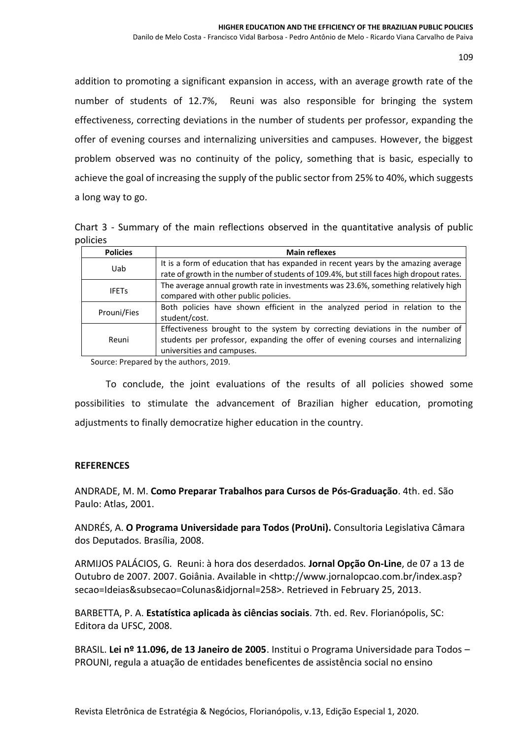addition to promoting a significant expansion in access, with an average growth rate of the number of students of 12.7%, Reuni was also responsible for bringing the system effectiveness, correcting deviations in the number of students per professor, expanding the offer of evening courses and internalizing universities and campuses. However, the biggest problem observed was no continuity of the policy, something that is basic, especially to achieve the goal of increasing the supply of the public sector from 25% to 40%, which suggests a long way to go.

Chart 3 - Summary of the main reflections observed in the quantitative analysis of public policies

| Policies | Main reflexes |
|---|---|
| Uab | It is a form of education that has expanded in recent years by the amazing average rate of growth in the number of students of 109.4%, but still faces high dropout rates. |
| IFETs | The average annual growth rate in investments was 23.6%, something relatively high compared with other public policies. |
| Prouni/Fies | Both policies have shown efficient in the analyzed period in relation to the student/cost. |
| Reuni | Effectiveness brought to the system by correcting deviations in the number of students per professor, expanding the offer of evening courses and internalizing universities and campuses. |

Source: Prepared by the authors, 2019.

To conclude, the joint evaluations of the results of all policies showed some possibilities to stimulate the advancement of Brazilian higher education, promoting adjustments to finally democratize higher education in the country.

## REFERENCES

ANDRADE, M. M. **Como Preparar Trabalhos para Cursos de Pós-Graduação**. 4th. ed. São Paulo: Atlas, 2001.

ANDRÉS, A. **O Programa Universidade para Todos (ProUni).** Consultoria Legislativa Câmara dos Deputados. Brasília, 2008.

ARMIJOS PALÁCIOS, G. Reuni: à hora dos deserdados. **Jornal Opção On-Line**, de 07 a 13 de Outubro de 2007. 2007. Goiânia. Available in <http://www.jornalopcao.com.br/index.asp?secao=Ideias&subsecao=Colunas&idjornal=258>. Retrieved in February 25, 2013.

BARBETTA, P. A. **Estatística aplicada às ciências sociais**. 7th. ed. Rev. Florianópolis, SC: Editora da UFSC, 2008.

BRASIL. **Lei nº 11.096, de 13 Janeiro de 2005**. Institui o Programa Universidade para Todos – PROUNI, regula a atuação de entidades beneficentes de assistência social no ensino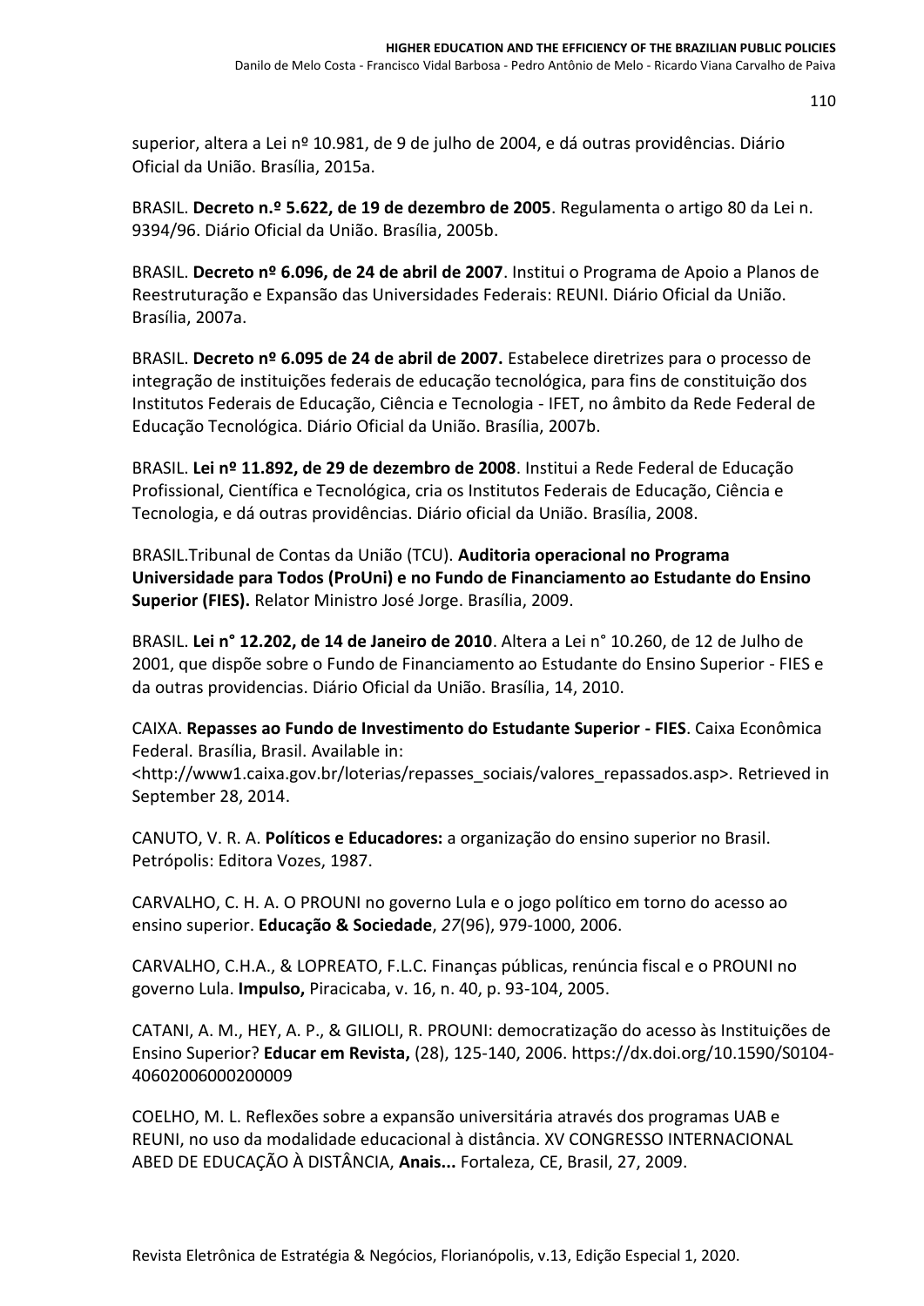superior, altera a Lei nº 10.981, de 9 de julho de 2004, e dá outras providências. Diário Oficial da União. Brasília, 2015a.

BRASIL. **Decreto n.º 5.622, de 19 de dezembro de 2005**. Regulamenta o artigo 80 da Lei n. 9394/96. Diário Oficial da União. Brasília, 2005b.

BRASIL. **Decreto nº 6.096, de 24 de abril de 2007**. Institui o Programa de Apoio a Planos de Reestruturação e Expansão das Universidades Federais: REUNI. Diário Oficial da União. Brasília, 2007a.

BRASIL. **Decreto nº 6.095 de 24 de abril de 2007.** Estabelece diretrizes para o processo de integração de instituições federais de educação tecnológica, para fins de constituição dos Institutos Federais de Educação, Ciência e Tecnologia - IFET, no âmbito da Rede Federal de Educação Tecnológica. Diário Oficial da União. Brasília, 2007b.

BRASIL. **Lei nº 11.892, de 29 de dezembro de 2008**. Institui a Rede Federal de Educação Profissional, Científica e Tecnológica, cria os Institutos Federais de Educação, Ciência e Tecnologia, e dá outras providências. Diário oficial da União. Brasília, 2008.

BRASIL.Tribunal de Contas da União (TCU). **Auditoria operacional no Programa Universidade para Todos (ProUni) e no Fundo de Financiamento ao Estudante do Ensino Superior (FIES).** Relator Ministro José Jorge. Brasília, 2009.

BRASIL. **Lei n° 12.202, de 14 de Janeiro de 2010**. Altera a Lei n° 10.260, de 12 de Julho de 2001, que dispõe sobre o Fundo de Financiamento ao Estudante do Ensino Superior - FIES e da outras providencias. Diário Oficial da União. Brasília, 14, 2010.

CAIXA. **Repasses ao Fundo de Investimento do Estudante Superior - FIES**. Caixa Econômica Federal. Brasília, Brasil. Available in: <http://www1.caixa.gov.br/loterias/repasses_sociais/valores_repassados.asp>. Retrieved in September 28, 2014.

CANUTO, V. R. A. **Políticos e Educadores:** a organização do ensino superior no Brasil. Petrópolis: Editora Vozes, 1987.

CARVALHO, C. H. A. O PROUNI no governo Lula e o jogo político em torno do acesso ao ensino superior. **Educação & Sociedade**, *27*(96), 979-1000, 2006.

CARVALHO, C.H.A., & LOPREATO, F.L.C. Finanças públicas, renúncia fiscal e o PROUNI no governo Lula. **Impulso,** Piracicaba, v. 16, n. 40, p. 93-104, 2005.

CATANI, A. M., HEY, A. P., & GILIOLI, R. PROUNI: democratização do acesso às Instituições de Ensino Superior? **Educar em Revista,** (28), 125-140, 2006. https://dx.doi.org/10.1590/S0104-40602006000200009

COELHO, M. L. Reflexões sobre a expansão universitária através dos programas UAB e REUNI, no uso da modalidade educacional à distância. XV CONGRESSO INTERNACIONAL ABED DE EDUCAÇÃO À DISTÂNCIA, **Anais...** Fortaleza, CE, Brasil, 27, 2009.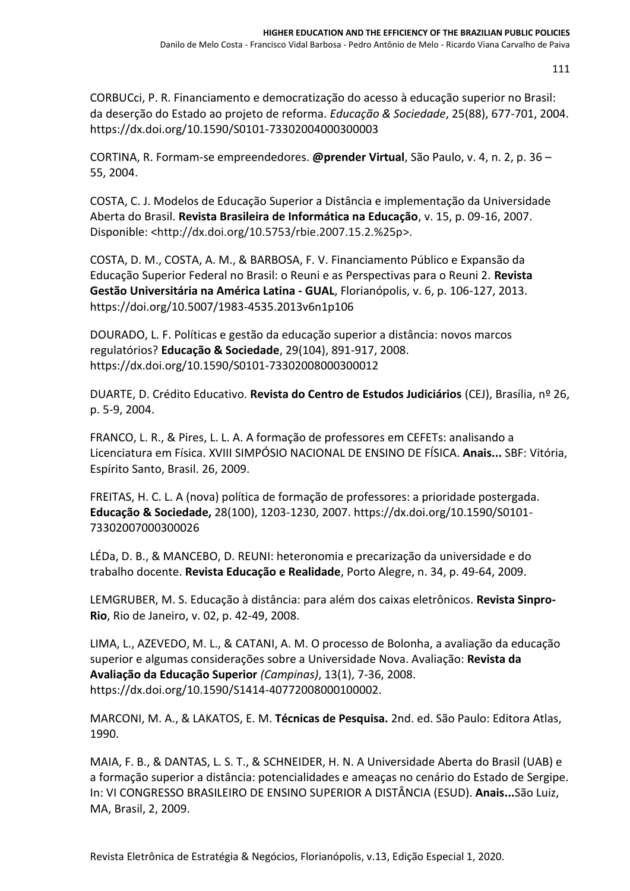CORBUCci, P. R. Financiamento e democratização do acesso à educação superior no Brasil: da deserção do Estado ao projeto de reforma. *Educação & Sociedade*, 25(88), 677-701, 2004. https://dx.doi.org/10.1590/S0101-73302004000300003

CORTINA, R. Formam-se empreendedores. **@prender Virtual**, São Paulo, v. 4, n. 2, p. 36 – 55, 2004.

COSTA, C. J. Modelos de Educação Superior a Distância e implementação da Universidade Aberta do Brasil. **Revista Brasileira de Informática na Educação**, v. 15, p. 09-16, 2007. Disponible: <http://dx.doi.org/10.5753/rbie.2007.15.2.%25p>.

COSTA, D. M., COSTA, A. M., & BARBOSA, F. V. Financiamento Público e Expansão da Educação Superior Federal no Brasil: o Reuni e as Perspectivas para o Reuni 2. **Revista Gestão Universitária na América Latina - GUAL**, Florianópolis, v. 6, p. 106-127, 2013. https://doi.org/10.5007/1983-4535.2013v6n1p106

DOURADO, L. F. Políticas e gestão da educação superior a distância: novos marcos regulatórios? **Educação & Sociedade**, 29(104), 891-917, 2008. https://dx.doi.org/10.1590/S0101-73302008000300012

DUARTE, D. Crédito Educativo. **Revista do Centro de Estudos Judiciários** (CEJ), Brasília, nº 26, p. 5-9, 2004.

FRANCO, L. R., & Pires, L. L. A. A formação de professores em CEFETs: analisando a Licenciatura em Física. XVIII SIMPÓSIO NACIONAL DE ENSINO DE FÍSICA. **Anais...** SBF: Vitória, Espírito Santo, Brasil. 26, 2009.

FREITAS, H. C. L. A (nova) política de formação de professores: a prioridade postergada. **Educação & Sociedade,** 28(100), 1203-1230, 2007. https://dx.doi.org/10.1590/S0101-73302007000300026

LÉDa, D. B., & MANCEBO, D. REUNI: heteronomia e precarização da universidade e do trabalho docente. **Revista Educação e Realidade**, Porto Alegre, n. 34, p. 49-64, 2009.

LEMGRUBER, M. S. Educação à distância: para além dos caixas eletrônicos. **Revista Sinpro-Rio**, Rio de Janeiro, v. 02, p. 42-49, 2008.

LIMA, L., AZEVEDO, M. L., & CATANI, A. M. O processo de Bolonha, a avaliação da educação superior e algumas considerações sobre a Universidade Nova. Avaliação: **Revista da Avaliação da Educação Superior** *(Campinas)*, 13(1), 7-36, 2008. https://dx.doi.org/10.1590/S1414-40772008000100002.

MARCONI, M. A., & LAKATOS, E. M. **Técnicas de Pesquisa.** 2nd. ed. São Paulo: Editora Atlas, 1990.

MAIA, F. B., & DANTAS, L. S. T., & SCHNEIDER, H. N. A Universidade Aberta do Brasil (UAB) e a formação superior a distância: potencialidades e ameaças no cenário do Estado de Sergipe. In: VI CONGRESSO BRASILEIRO DE ENSINO SUPERIOR A DISTÂNCIA (ESUD). **Anais...**São Luiz, MA, Brasil, 2, 2009.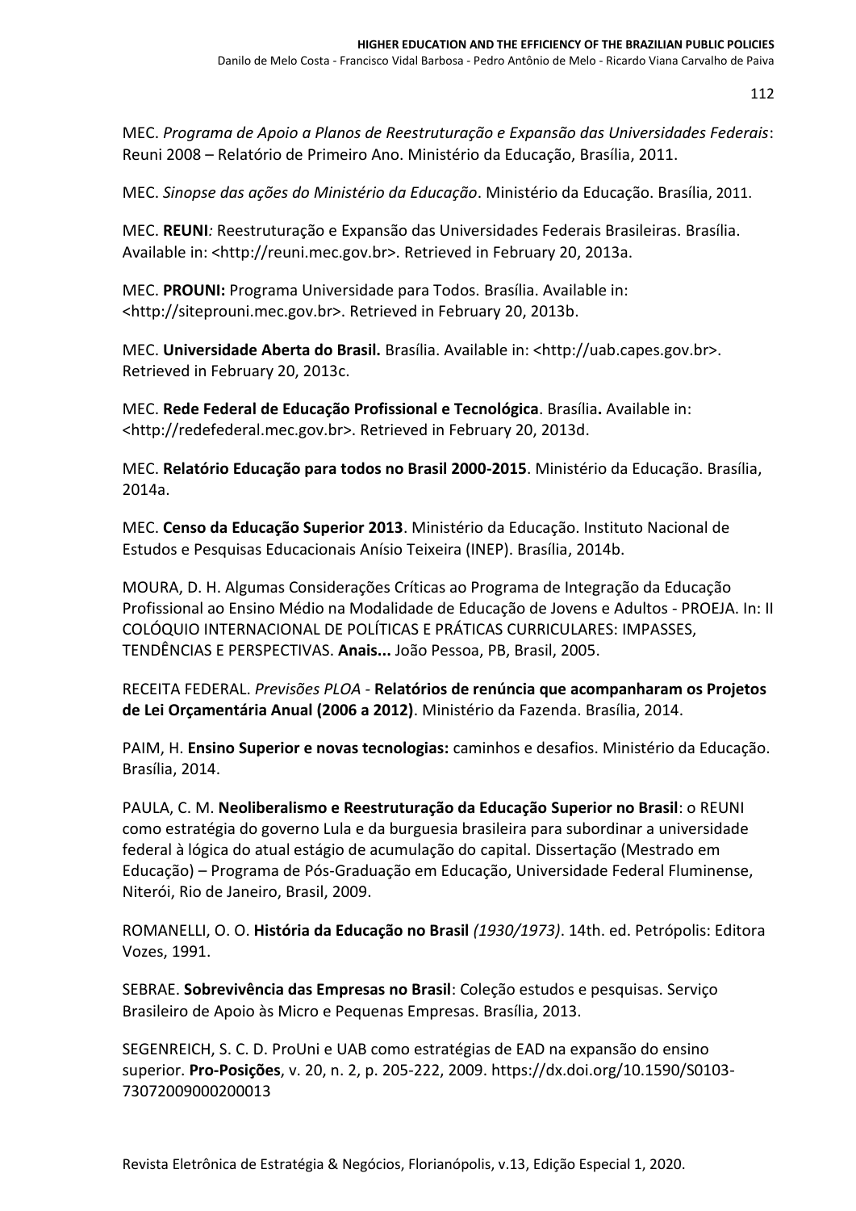MEC. *Programa de Apoio a Planos de Reestruturação e Expansão das Universidades Federais*: Reuni 2008 – Relatório de Primeiro Ano. Ministério da Educação, Brasília, 2011.

MEC. *Sinopse das ações do Ministério da Educação*. Ministério da Educação. Brasília, 2011.

MEC. **REUNI***:* Reestruturação e Expansão das Universidades Federais Brasileiras. Brasília. Available in: <http://reuni.mec.gov.br>. Retrieved in February 20, 2013a.

MEC. **PROUNI:** Programa Universidade para Todos. Brasília. Available in: <http://siteprouni.mec.gov.br>. Retrieved in February 20, 2013b.

MEC. **Universidade Aberta do Brasil.** Brasília. Available in: <http://uab.capes.gov.br>. Retrieved in February 20, 2013c.

MEC. **Rede Federal de Educação Profissional e Tecnológica**. Brasília**.** Available in: <http://redefederal.mec.gov.br>. Retrieved in February 20, 2013d.

MEC. **Relatório Educação para todos no Brasil 2000-2015**. Ministério da Educação. Brasília, 2014a.

MEC. **Censo da Educação Superior 2013**. Ministério da Educação. Instituto Nacional de Estudos e Pesquisas Educacionais Anísio Teixeira (INEP). Brasília, 2014b.

MOURA, D. H. Algumas Considerações Críticas ao Programa de Integração da Educação Profissional ao Ensino Médio na Modalidade de Educação de Jovens e Adultos - PROEJA. In: II COLÓQUIO INTERNACIONAL DE POLÍTICAS E PRÁTICAS CURRICULARES: IMPASSES, TENDÊNCIAS E PERSPECTIVAS. **Anais...** João Pessoa, PB, Brasil, 2005.

RECEITA FEDERAL. *Previsões PLOA* - **Relatórios de renúncia que acompanharam os Projetos de Lei Orçamentária Anual (2006 a 2012)**. Ministério da Fazenda. Brasília, 2014.

PAIM, H. **Ensino Superior e novas tecnologias:** caminhos e desafios. Ministério da Educação. Brasília, 2014.

PAULA, C. M. **Neoliberalismo e Reestruturação da Educação Superior no Brasil**: o REUNI como estratégia do governo Lula e da burguesia brasileira para subordinar a universidade federal à lógica do atual estágio de acumulação do capital. Dissertação (Mestrado em Educação) – Programa de Pós-Graduação em Educação, Universidade Federal Fluminense, Niterói, Rio de Janeiro, Brasil, 2009.

ROMANELLI, O. O. **História da Educação no Brasil** *(1930/1973)*. 14th. ed. Petrópolis: Editora Vozes, 1991.

SEBRAE. **Sobrevivência das Empresas no Brasil**: Coleção estudos e pesquisas. Serviço Brasileiro de Apoio às Micro e Pequenas Empresas. Brasília, 2013.

SEGENREICH, S. C. D. ProUni e UAB como estratégias de EAD na expansão do ensino superior. **Pro-Posições**, v. 20, n. 2, p. 205-222, 2009. https://dx.doi.org/10.1590/S0103-73072009000200013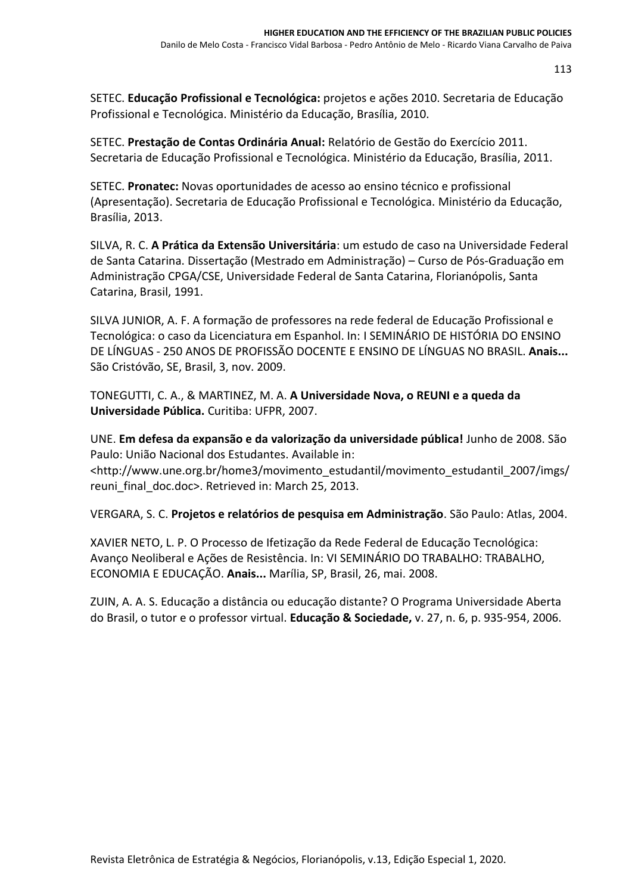SETEC. **Educação Profissional e Tecnológica:** projetos e ações 2010. Secretaria de Educação Profissional e Tecnológica. Ministério da Educação, Brasília, 2010.

SETEC. **Prestação de Contas Ordinária Anual:** Relatório de Gestão do Exercício 2011. Secretaria de Educação Profissional e Tecnológica. Ministério da Educação, Brasília, 2011.

SETEC. **Pronatec:** Novas oportunidades de acesso ao ensino técnico e profissional (Apresentação). Secretaria de Educação Profissional e Tecnológica. Ministério da Educação, Brasília, 2013.

SILVA, R. C. **A Prática da Extensão Universitária**: um estudo de caso na Universidade Federal de Santa Catarina. Dissertação (Mestrado em Administração) – Curso de Pós-Graduação em Administração CPGA/CSE, Universidade Federal de Santa Catarina, Florianópolis, Santa Catarina, Brasil, 1991.

SILVA JUNIOR, A. F. A formação de professores na rede federal de Educação Profissional e Tecnológica: o caso da Licenciatura em Espanhol. In: I SEMINÁRIO DE HISTÓRIA DO ENSINO DE LÍNGUAS - 250 ANOS DE PROFISSÃO DOCENTE E ENSINO DE LÍNGUAS NO BRASIL. **Anais...** São Cristóvão, SE, Brasil, 3, nov. 2009.

TONEGUTTI, C. A., & MARTINEZ, M. A. **A Universidade Nova, o REUNI e a queda da Universidade Pública.** Curitiba: UFPR, 2007.

UNE. **Em defesa da expansão e da valorização da universidade pública!** Junho de 2008. São Paulo: União Nacional dos Estudantes. Available in: <http://www.une.org.br/home3/movimento_estudantil/movimento_estudantil_2007/imgs/reuni_final_doc.doc>. Retrieved in: March 25, 2013.

VERGARA, S. C. **Projetos e relatórios de pesquisa em Administração**. São Paulo: Atlas, 2004.

XAVIER NETO, L. P. O Processo de Ifetização da Rede Federal de Educação Tecnológica: Avanço Neoliberal e Ações de Resistência. In: VI SEMINÁRIO DO TRABALHO: TRABALHO, ECONOMIA E EDUCAÇÃO. **Anais...** Marília, SP, Brasil, 26, mai. 2008.

ZUIN, A. A. S. Educação a distância ou educação distante? O Programa Universidade Aberta do Brasil, o tutor e o professor virtual. **Educação & Sociedade,** v. 27, n. 6, p. 935-954, 2006.